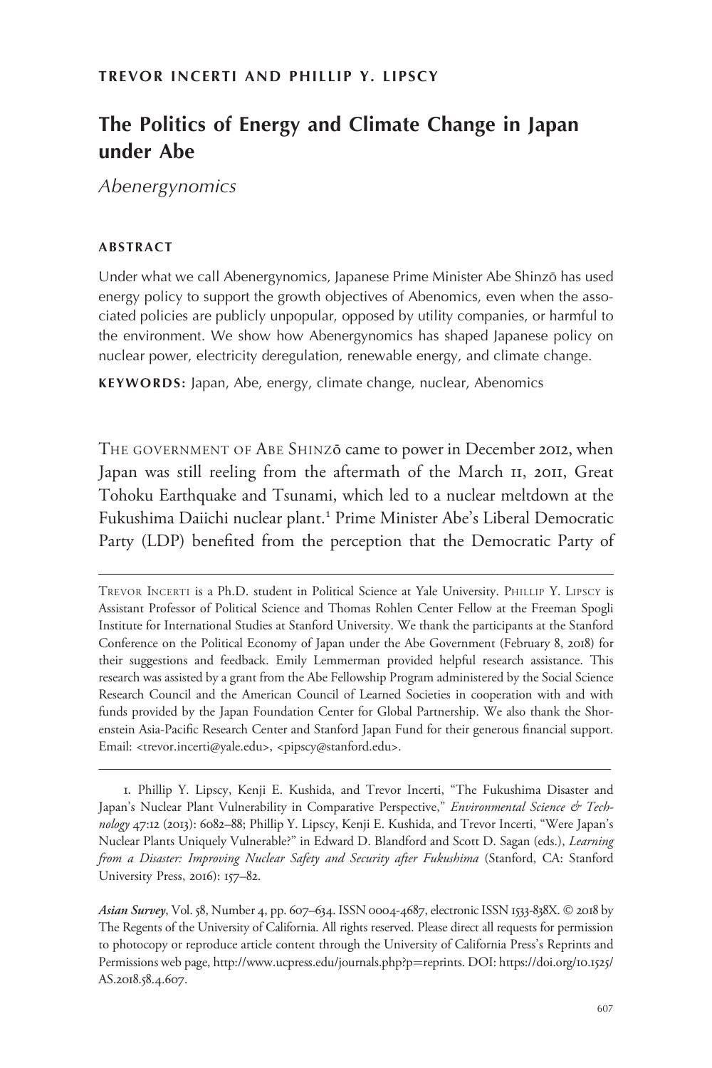**TREVOR INCERTI AND PHILLIP Y. LIPSCY**

# The Politics of Energy and Climate Change in Japan under Abe

## *Abenergynomics*

### ABSTRACT

Under what we call Abenergynomics, Japanese Prime Minister Abe Shinzō has used energy policy to support the growth objectives of Abenomics, even when the associated policies are publicly unpopular, opposed by utility companies, or harmful to the environment. We show how Abenergynomics has shaped Japanese policy on nuclear power, electricity deregulation, renewable energy, and climate change.

**KEYWORDS:** Japan, Abe, energy, climate change, nuclear, Abenomics

THE GOVERNMENT OF ABE SHINZŌ came to power in December 2012, when Japan was still reeling from the aftermath of the March 11, 2011, Great Tohoku Earthquake and Tsunami, which led to a nuclear meltdown at the Fukushima Daiichi nuclear plant.[1] Prime Minister Abe's Liberal Democratic Party (LDP) benefited from the perception that the Democratic Party of

---

TREVOR INCERTI is a Ph.D. student in Political Science at Yale University. PHILLIP Y. LIPSCY is Assistant Professor of Political Science and Thomas Rohlen Center Fellow at the Freeman Spogli Institute for International Studies at Stanford University. We thank the participants at the Stanford Conference on the Political Economy of Japan under the Abe Government (February 8, 2018) for their suggestions and feedback. Emily Lemmerman provided helpful research assistance. This research was assisted by a grant from the Abe Fellowship Program administered by the Social Science Research Council and the American Council of Learned Societies in cooperation with and with funds provided by the Japan Foundation Center for Global Partnership. We also thank the Shorenstein Asia-Pacific Research Center and Stanford Japan Fund for their generous financial support. Email: <trevor.incerti@yale.edu>, <pipscy@stanford.edu>.

---

1. Phillip Y. Lipscy, Kenji E. Kushida, and Trevor Incerti, "The Fukushima Disaster and Japan's Nuclear Plant Vulnerability in Comparative Perspective," *Environmental Science & Technology* 47:12 (2013): 6082–88; Phillip Y. Lipscy, Kenji E. Kushida, and Trevor Incerti, "Were Japan's Nuclear Plants Uniquely Vulnerable?" in Edward D. Blandford and Scott D. Sagan (eds.), *Learning from a Disaster: Improving Nuclear Safety and Security after Fukushima* (Stanford, CA: Stanford University Press, 2016): 157–82.

*Asian Survey*, Vol. 58, Number 4, pp. 607–634. ISSN 0004-4687, electronic ISSN 1533-838X. © 2018 by The Regents of the University of California. All rights reserved. Please direct all requests for permission to photocopy or reproduce article content through the University of California Press's Reprints and Permissions web page, http://www.ucpress.edu/journals.php?p=reprints. DOI: https://doi.org/10.1525/AS.2018.58.4.607.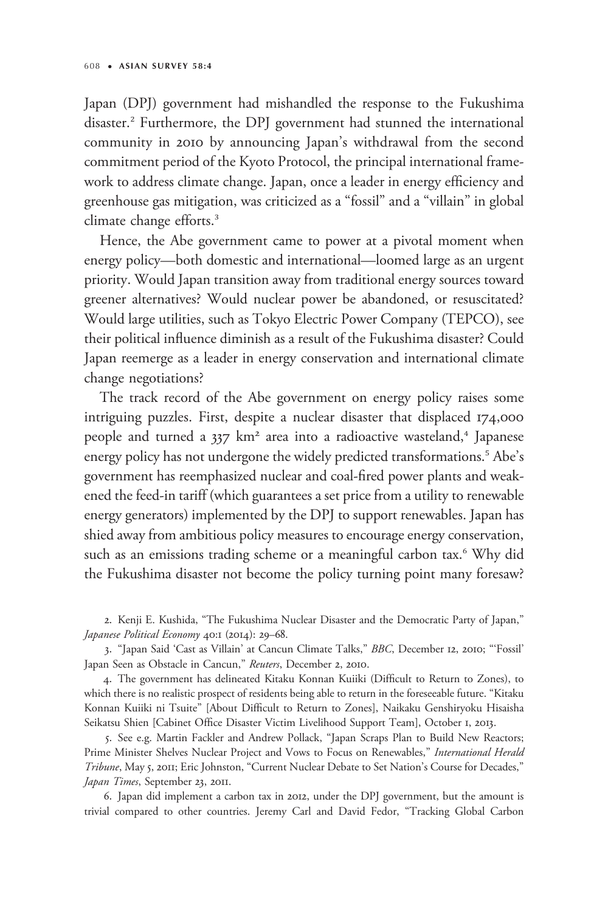Japan (DPJ) government had mishandled the response to the Fukushima disaster.[2] Furthermore, the DPJ government had stunned the international community in 2010 by announcing Japan's withdrawal from the second commitment period of the Kyoto Protocol, the principal international framework to address climate change. Japan, once a leader in energy efficiency and greenhouse gas mitigation, was criticized as a "fossil" and a "villain" in global climate change efforts.[3]

Hence, the Abe government came to power at a pivotal moment when energy policy—both domestic and international—loomed large as an urgent priority. Would Japan transition away from traditional energy sources toward greener alternatives? Would nuclear power be abandoned, or resuscitated? Would large utilities, such as Tokyo Electric Power Company (TEPCO), see their political influence diminish as a result of the Fukushima disaster? Could Japan reemerge as a leader in energy conservation and international climate change negotiations?

The track record of the Abe government on energy policy raises some intriguing puzzles. First, despite a nuclear disaster that displaced 174,000 people and turned a 337 km² area into a radioactive wasteland,[4] Japanese energy policy has not undergone the widely predicted transformations.[5] Abe's government has reemphasized nuclear and coal-fired power plants and weakened the feed-in tariff (which guarantees a set price from a utility to renewable energy generators) implemented by the DPJ to support renewables. Japan has shied away from ambitious policy measures to encourage energy conservation, such as an emissions trading scheme or a meaningful carbon tax.[6] Why did the Fukushima disaster not become the policy turning point many foresaw?

2. Kenji E. Kushida, "The Fukushima Nuclear Disaster and the Democratic Party of Japan," *Japanese Political Economy* 40:1 (2014): 29–68.

3. "Japan Said 'Cast as Villain' at Cancun Climate Talks," *BBC*, December 12, 2010; "'Fossil' Japan Seen as Obstacle in Cancun," *Reuters*, December 2, 2010.

4. The government has delineated Kitaku Konnan Kuiiki (Difficult to Return to Zones), to which there is no realistic prospect of residents being able to return in the foreseeable future. "Kitaku Konnan Kuiiki ni Tsuite" [About Difficult to Return to Zones], Naikaku Genshiryoku Hisaisha Seikatsu Shien [Cabinet Office Disaster Victim Livelihood Support Team], October 1, 2013.

5. See e.g. Martin Fackler and Andrew Pollack, "Japan Scraps Plan to Build New Reactors; Prime Minister Shelves Nuclear Project and Vows to Focus on Renewables," *International Herald Tribune*, May 5, 2011; Eric Johnston, "Current Nuclear Debate to Set Nation's Course for Decades," *Japan Times*, September 23, 2011.

6. Japan did implement a carbon tax in 2012, under the DPJ government, but the amount is trivial compared to other countries. Jeremy Carl and David Fedor, "Tracking Global Carbon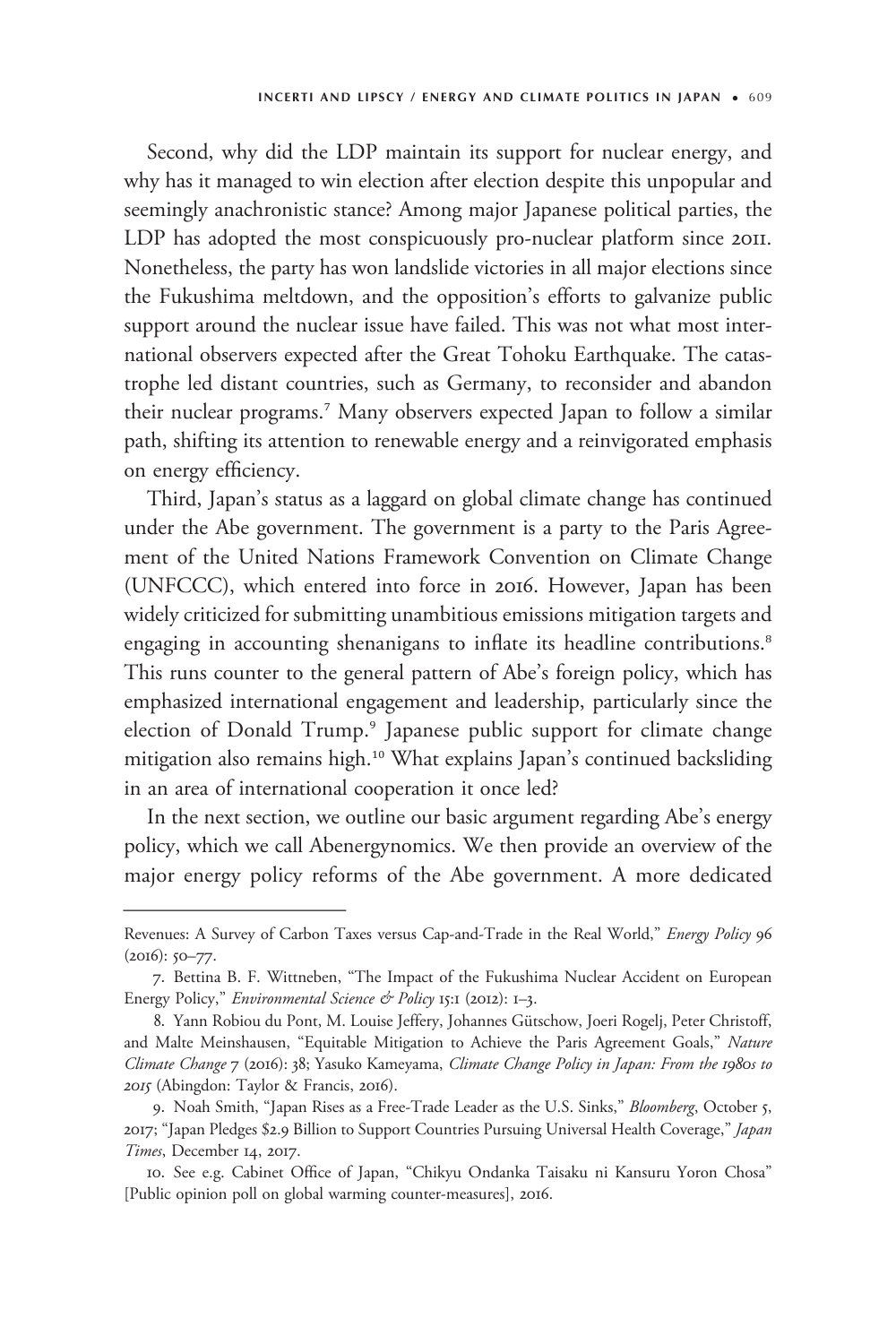Second, why did the LDP maintain its support for nuclear energy, and why has it managed to win election after election despite this unpopular and seemingly anachronistic stance? Among major Japanese political parties, the LDP has adopted the most conspicuously pro-nuclear platform since 2011. Nonetheless, the party has won landslide victories in all major elections since the Fukushima meltdown, and the opposition's efforts to galvanize public support around the nuclear issue have failed. This was not what most international observers expected after the Great Tohoku Earthquake. The catastrophe led distant countries, such as Germany, to reconsider and abandon their nuclear programs.[7] Many observers expected Japan to follow a similar path, shifting its attention to renewable energy and a reinvigorated emphasis on energy efficiency.

Third, Japan's status as a laggard on global climate change has continued under the Abe government. The government is a party to the Paris Agreement of the United Nations Framework Convention on Climate Change (UNFCCC), which entered into force in 2016. However, Japan has been widely criticized for submitting unambitious emissions mitigation targets and engaging in accounting shenanigans to inflate its headline contributions.[8] This runs counter to the general pattern of Abe's foreign policy, which has emphasized international engagement and leadership, particularly since the election of Donald Trump.[9] Japanese public support for climate change mitigation also remains high.[10] What explains Japan's continued backsliding in an area of international cooperation it once led?

In the next section, we outline our basic argument regarding Abe's energy policy, which we call Abenergynomics. We then provide an overview of the major energy policy reforms of the Abe government. A more dedicated

---

Revenues: A Survey of Carbon Taxes versus Cap-and-Trade in the Real World," *Energy Policy* 96 (2016): 50–77.

7. Bettina B. F. Wittneben, "The Impact of the Fukushima Nuclear Accident on European Energy Policy," *Environmental Science & Policy* 15:1 (2012): 1–3.

8. Yann Robiou du Pont, M. Louise Jeffery, Johannes Gütschow, Joeri Rogelj, Peter Christoff, and Malte Meinshausen, "Equitable Mitigation to Achieve the Paris Agreement Goals," *Nature Climate Change* 7 (2016): 38; Yasuko Kameyama, *Climate Change Policy in Japan: From the 1980s to 2015* (Abingdon: Taylor & Francis, 2016).

9. Noah Smith, "Japan Rises as a Free-Trade Leader as the U.S. Sinks," *Bloomberg*, October 5, 2017; "Japan Pledges $2.9 Billion to Support Countries Pursuing Universal Health Coverage," *Japan Times*, December 14, 2017.

10. See e.g. Cabinet Office of Japan, "Chikyu Ondanka Taisaku ni Kansuru Yoron Chosa" [Public opinion poll on global warming counter-measures], 2016.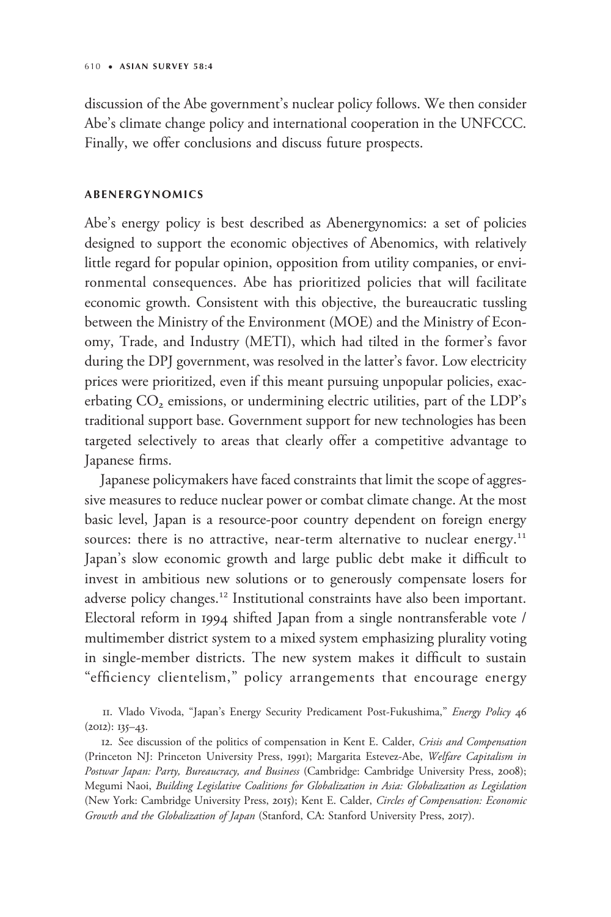discussion of the Abe government's nuclear policy follows. We then consider Abe's climate change policy and international cooperation in the UNFCCC. Finally, we offer conclusions and discuss future prospects.

## ABENERGYNOMICS

Abe's energy policy is best described as Abenergynomics: a set of policies designed to support the economic objectives of Abenomics, with relatively little regard for popular opinion, opposition from utility companies, or environmental consequences. Abe has prioritized policies that will facilitate economic growth. Consistent with this objective, the bureaucratic tussling between the Ministry of the Environment (MOE) and the Ministry of Economy, Trade, and Industry (METI), which had tilted in the former's favor during the DPJ government, was resolved in the latter's favor. Low electricity prices were prioritized, even if this meant pursuing unpopular policies, exacerbating $CO_2$ emissions, or undermining electric utilities, part of the LDP's traditional support base. Government support for new technologies has been targeted selectively to areas that clearly offer a competitive advantage to Japanese firms.

Japanese policymakers have faced constraints that limit the scope of aggressive measures to reduce nuclear power or combat climate change. At the most basic level, Japan is a resource-poor country dependent on foreign energy sources: there is no attractive, near-term alternative to nuclear energy.[11] Japan's slow economic growth and large public debt make it difficult to invest in ambitious new solutions or to generously compensate losers for adverse policy changes.[12] Institutional constraints have also been important. Electoral reform in 1994 shifted Japan from a single nontransferable vote / multimember district system to a mixed system emphasizing plurality voting in single-member districts. The new system makes it difficult to sustain "efficiency clientelism," policy arrangements that encourage energy

11. Vlado Vivoda, "Japan's Energy Security Predicament Post-Fukushima," *Energy Policy* 46 (2012): 135–43.

12. See discussion of the politics of compensation in Kent E. Calder, *Crisis and Compensation* (Princeton NJ: Princeton University Press, 1991); Margarita Estevez-Abe, *Welfare Capitalism in Postwar Japan: Party, Bureaucracy, and Business* (Cambridge: Cambridge University Press, 2008); Megumi Naoi, *Building Legislative Coalitions for Globalization in Asia: Globalization as Legislation* (New York: Cambridge University Press, 2015); Kent E. Calder, *Circles of Compensation: Economic Growth and the Globalization of Japan* (Stanford, CA: Stanford University Press, 2017).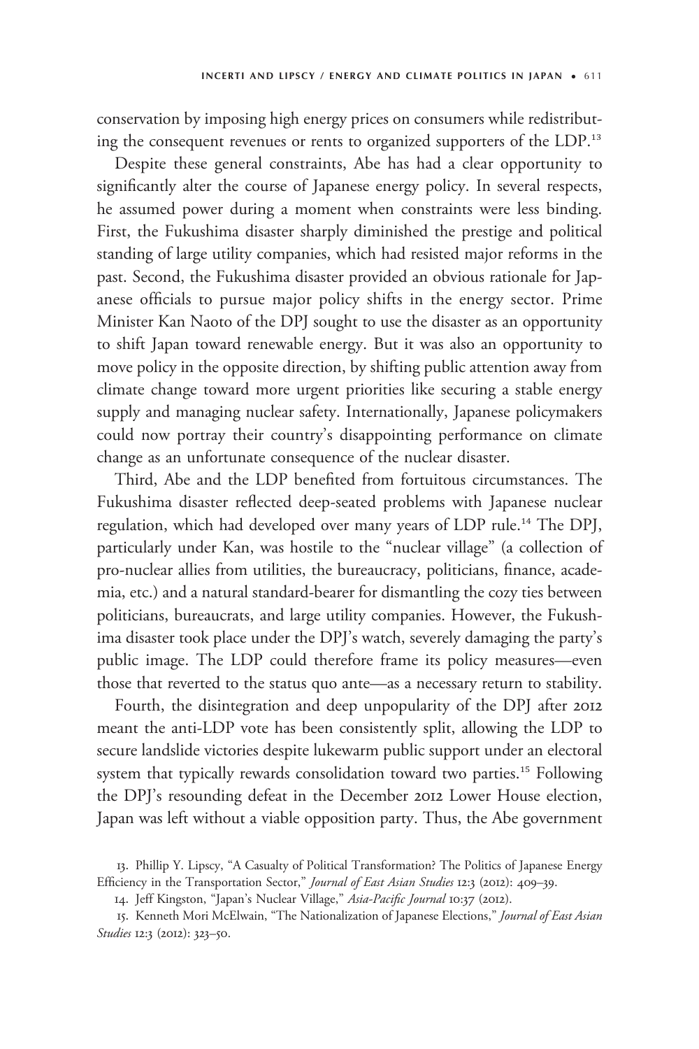conservation by imposing high energy prices on consumers while redistributing the consequent revenues or rents to organized supporters of the LDP.[13]

Despite these general constraints, Abe has had a clear opportunity to significantly alter the course of Japanese energy policy. In several respects, he assumed power during a moment when constraints were less binding. First, the Fukushima disaster sharply diminished the prestige and political standing of large utility companies, which had resisted major reforms in the past. Second, the Fukushima disaster provided an obvious rationale for Japanese officials to pursue major policy shifts in the energy sector. Prime Minister Kan Naoto of the DPJ sought to use the disaster as an opportunity to shift Japan toward renewable energy. But it was also an opportunity to move policy in the opposite direction, by shifting public attention away from climate change toward more urgent priorities like securing a stable energy supply and managing nuclear safety. Internationally, Japanese policymakers could now portray their country's disappointing performance on climate change as an unfortunate consequence of the nuclear disaster.

Third, Abe and the LDP benefited from fortuitous circumstances. The Fukushima disaster reflected deep-seated problems with Japanese nuclear regulation, which had developed over many years of LDP rule.[14] The DPJ, particularly under Kan, was hostile to the "nuclear village" (a collection of pro-nuclear allies from utilities, the bureaucracy, politicians, finance, academia, etc.) and a natural standard-bearer for dismantling the cozy ties between politicians, bureaucrats, and large utility companies. However, the Fukushima disaster took place under the DPJ's watch, severely damaging the party's public image. The LDP could therefore frame its policy measures—even those that reverted to the status quo ante—as a necessary return to stability.

Fourth, the disintegration and deep unpopularity of the DPJ after 2012 meant the anti-LDP vote has been consistently split, allowing the LDP to secure landslide victories despite lukewarm public support under an electoral system that typically rewards consolidation toward two parties.[15] Following the DPJ's resounding defeat in the December 2012 Lower House election, Japan was left without a viable opposition party. Thus, the Abe government

13. Phillip Y. Lipscy, "A Casualty of Political Transformation? The Politics of Japanese Energy Efficiency in the Transportation Sector," *Journal of East Asian Studies* 12:3 (2012): 409–39.

14. Jeff Kingston, "Japan's Nuclear Village," *Asia-Pacific Journal* 10:37 (2012).

15. Kenneth Mori McElwain, "The Nationalization of Japanese Elections," *Journal of East Asian Studies* 12:3 (2012): 323–50.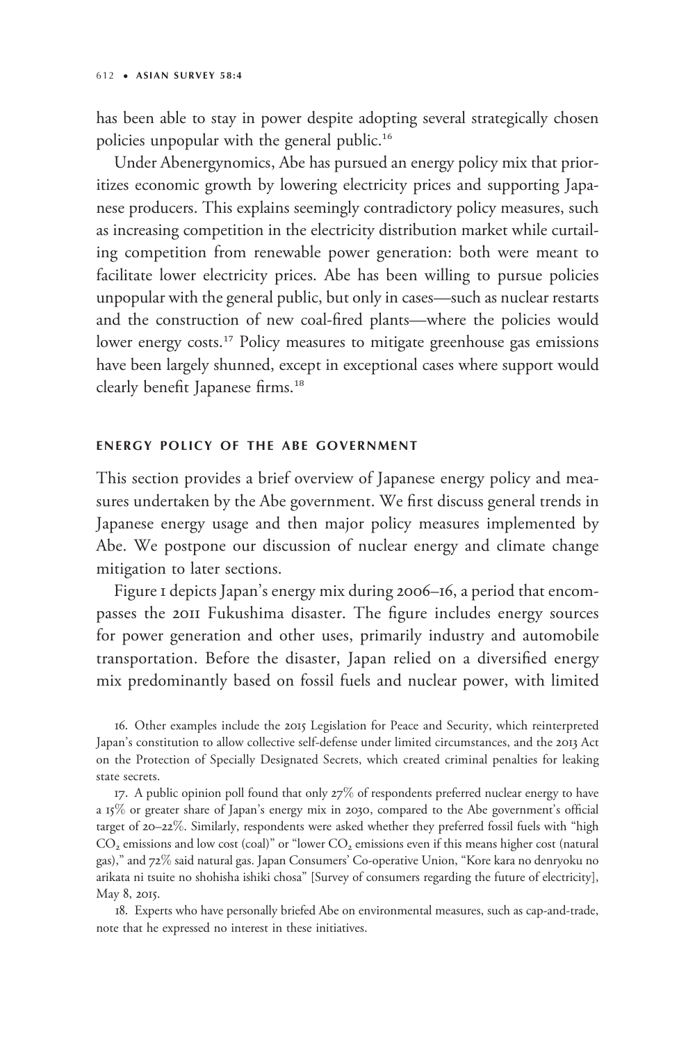has been able to stay in power despite adopting several strategically chosen policies unpopular with the general public.[16]

Under Abenergynomics, Abe has pursued an energy policy mix that prioritizes economic growth by lowering electricity prices and supporting Japanese producers. This explains seemingly contradictory policy measures, such as increasing competition in the electricity distribution market while curtailing competition from renewable power generation: both were meant to facilitate lower electricity prices. Abe has been willing to pursue policies unpopular with the general public, but only in cases—such as nuclear restarts and the construction of new coal-fired plants—where the policies would lower energy costs.[17] Policy measures to mitigate greenhouse gas emissions have been largely shunned, except in exceptional cases where support would clearly benefit Japanese firms.[18]

## ENERGY POLICY OF THE ABE GOVERNMENT

This section provides a brief overview of Japanese energy policy and measures undertaken by the Abe government. We first discuss general trends in Japanese energy usage and then major policy measures implemented by Abe. We postpone our discussion of nuclear energy and climate change mitigation to later sections.

Figure 1 depicts Japan's energy mix during 2006–16, a period that encompasses the 2011 Fukushima disaster. The figure includes energy sources for power generation and other uses, primarily industry and automobile transportation. Before the disaster, Japan relied on a diversified energy mix predominantly based on fossil fuels and nuclear power, with limited

16. Other examples include the 2015 Legislation for Peace and Security, which reinterpreted Japan's constitution to allow collective self-defense under limited circumstances, and the 2013 Act on the Protection of Specially Designated Secrets, which created criminal penalties for leaking state secrets.

17. A public opinion poll found that only 27% of respondents preferred nuclear energy to have a 15% or greater share of Japan's energy mix in 2030, compared to the Abe government's official target of 20–22%. Similarly, respondents were asked whether they preferred fossil fuels with "high $CO_2$ emissions and low cost (coal)" or "lower $CO_2$ emissions even if this means higher cost (natural gas)," and 72% said natural gas. Japan Consumers' Co-operative Union, "Kore kara no denryoku no arikata ni tsuite no shohisha ishiki chosa" [Survey of consumers regarding the future of electricity], May 8, 2015.

18. Experts who have personally briefed Abe on environmental measures, such as cap-and-trade, note that he expressed no interest in these initiatives.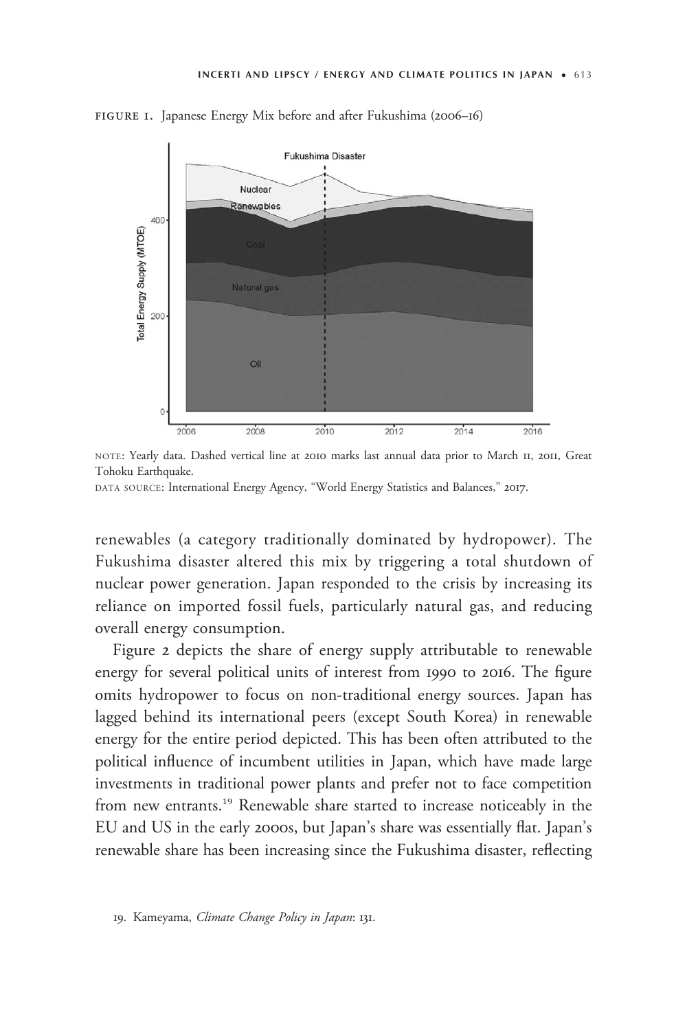FIGURE 1. Japanese Energy Mix before and after Fukushima (2006–16)

NOTE: Yearly data. Dashed vertical line at 2010 marks last annual data prior to March 11, 2011, Great Tohoku Earthquake.

DATA SOURCE: International Energy Agency, "World Energy Statistics and Balances," 2017.

renewables (a category traditionally dominated by hydropower). The Fukushima disaster altered this mix by triggering a total shutdown of nuclear power generation. Japan responded to the crisis by increasing its reliance on imported fossil fuels, particularly natural gas, and reducing overall energy consumption.

Figure 2 depicts the share of energy supply attributable to renewable energy for several political units of interest from 1990 to 2016. The figure omits hydropower to focus on non-traditional energy sources. Japan has lagged behind its international peers (except South Korea) in renewable energy for the entire period depicted. This has been often attributed to the political influence of incumbent utilities in Japan, which have made large investments in traditional power plants and prefer not to face competition from new entrants.[19] Renewable share started to increase noticeably in the EU and US in the early 2000s, but Japan's share was essentially flat. Japan's renewable share has been increasing since the Fukushima disaster, reflecting

19. Kameyama, *Climate Change Policy in Japan*: 131.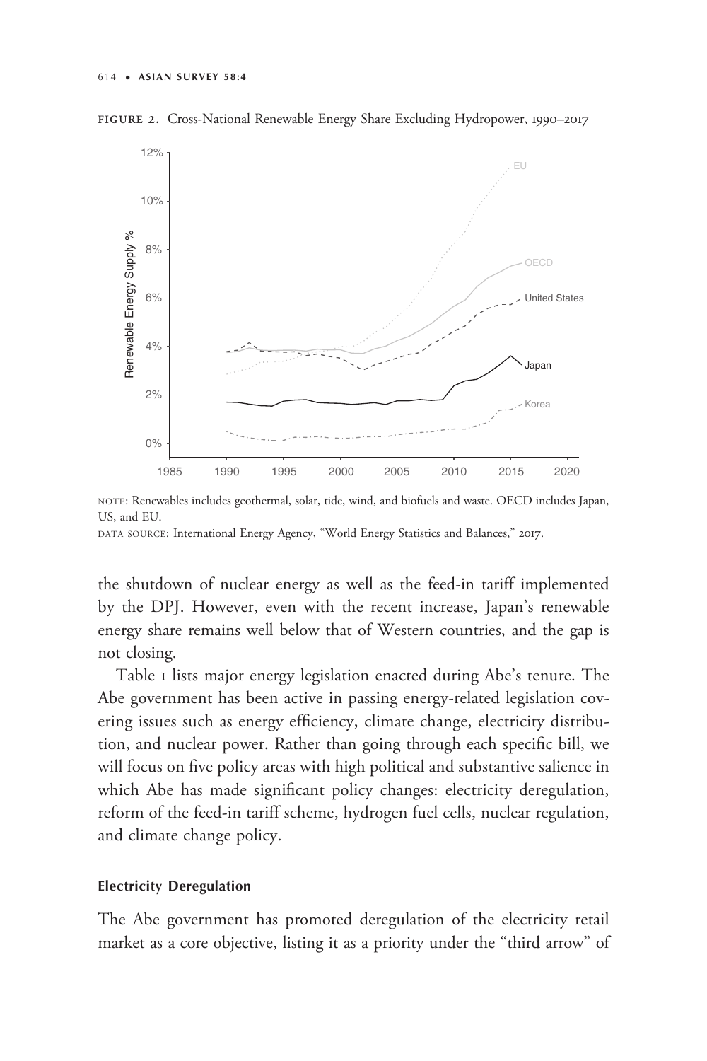FIGURE 2. Cross-National Renewable Energy Share Excluding Hydropower, 1990–2017

NOTE: Renewables includes geothermal, solar, tide, wind, and biofuels and waste. OECD includes Japan, US, and EU.

DATA SOURCE: International Energy Agency, "World Energy Statistics and Balances," 2017.

the shutdown of nuclear energy as well as the feed-in tariff implemented by the DPJ. However, even with the recent increase, Japan's renewable energy share remains well below that of Western countries, and the gap is not closing.

Table 1 lists major energy legislation enacted during Abe's tenure. The Abe government has been active in passing energy-related legislation covering issues such as energy efficiency, climate change, electricity distribution, and nuclear power. Rather than going through each specific bill, we will focus on five policy areas with high political and substantive salience in which Abe has made significant policy changes: electricity deregulation, reform of the feed-in tariff scheme, hydrogen fuel cells, nuclear regulation, and climate change policy.

### Electricity Deregulation

The Abe government has promoted deregulation of the electricity retail market as a core objective, listing it as a priority under the "third arrow" of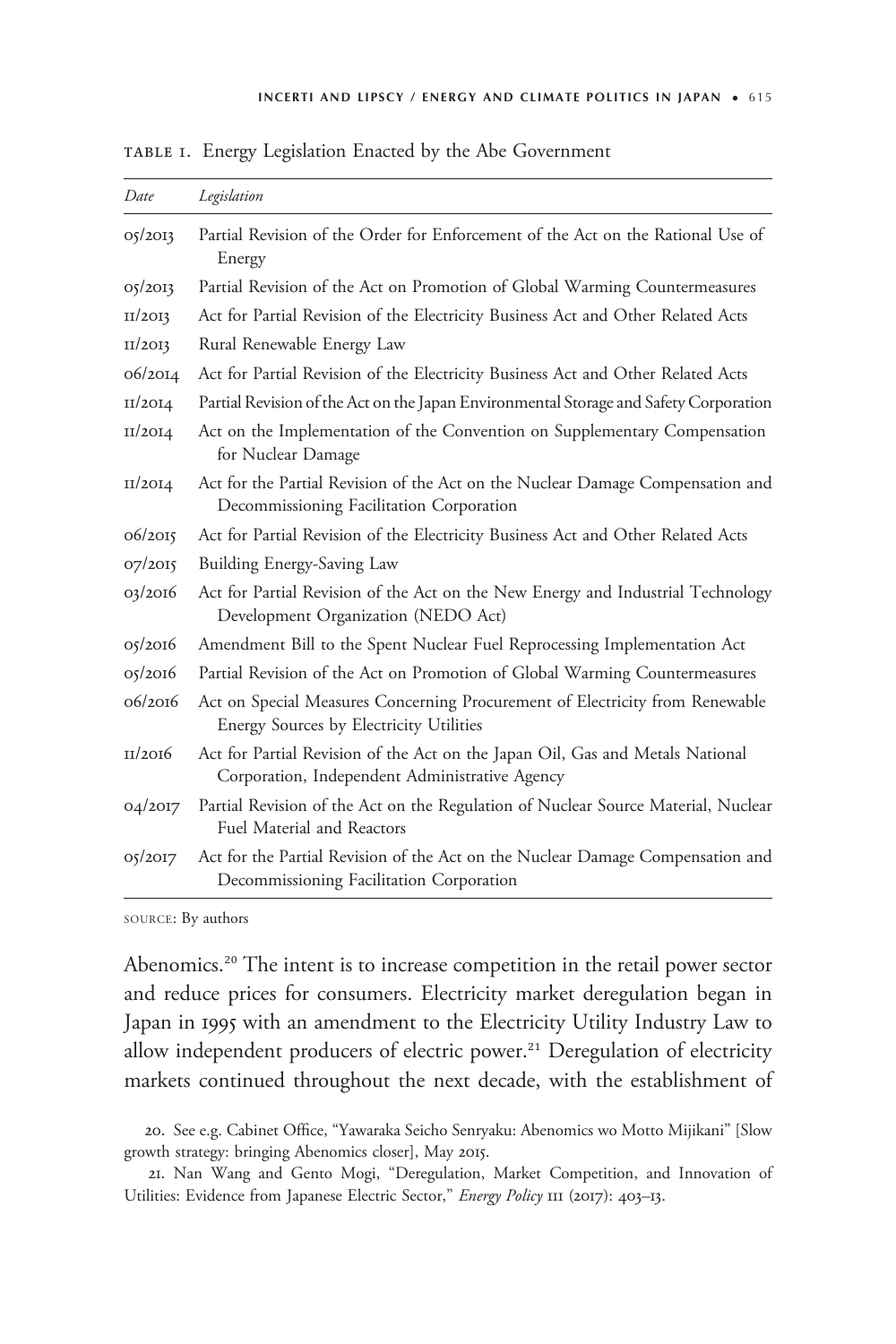TABLE 1. Energy Legislation Enacted by the Abe Government

| *Date* | *Legislation* |
|---|---|
| 05/2013 | Partial Revision of the Order for Enforcement of the Act on the Rational Use of Energy |
| 05/2013 | Partial Revision of the Act on Promotion of Global Warming Countermeasures |
| 11/2013 | Act for Partial Revision of the Electricity Business Act and Other Related Acts |
| 11/2013 | Rural Renewable Energy Law |
| 06/2014 | Act for Partial Revision of the Electricity Business Act and Other Related Acts |
| 11/2014 | Partial Revision of the Act on the Japan Environmental Storage and Safety Corporation |
| 11/2014 | Act on the Implementation of the Convention on Supplementary Compensation for Nuclear Damage |
| 11/2014 | Act for the Partial Revision of the Act on the Nuclear Damage Compensation and Decommissioning Facilitation Corporation |
| 06/2015 | Act for Partial Revision of the Electricity Business Act and Other Related Acts |
| 07/2015 | Building Energy-Saving Law |
| 03/2016 | Act for Partial Revision of the Act on the New Energy and Industrial Technology Development Organization (NEDO Act) |
| 05/2016 | Amendment Bill to the Spent Nuclear Fuel Reprocessing Implementation Act |
| 05/2016 | Partial Revision of the Act on Promotion of Global Warming Countermeasures |
| 06/2016 | Act on Special Measures Concerning Procurement of Electricity from Renewable Energy Sources by Electricity Utilities |
| 11/2016 | Act for Partial Revision of the Act on the Japan Oil, Gas and Metals National Corporation, Independent Administrative Agency |
| 04/2017 | Partial Revision of the Act on the Regulation of Nuclear Source Material, Nuclear Fuel Material and Reactors |
| 05/2017 | Act for the Partial Revision of the Act on the Nuclear Damage Compensation and Decommissioning Facilitation Corporation |

SOURCE: By authors

Abenomics.[20] The intent is to increase competition in the retail power sector and reduce prices for consumers. Electricity market deregulation began in Japan in 1995 with an amendment to the Electricity Utility Industry Law to allow independent producers of electric power.[21] Deregulation of electricity markets continued throughout the next decade, with the establishment of

20. See e.g. Cabinet Office, "Yawaraka Seicho Senryaku: Abenomics wo Motto Mijikani" [Slow growth strategy: bringing Abenomics closer], May 2015.

21. Nan Wang and Gento Mogi, "Deregulation, Market Competition, and Innovation of Utilities: Evidence from Japanese Electric Sector," *Energy Policy* 111 (2017): 403–13.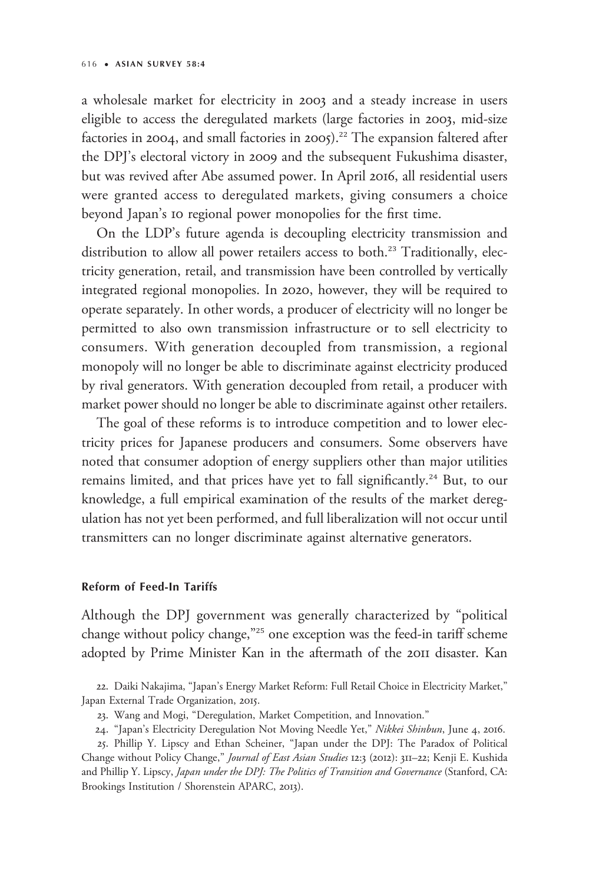a wholesale market for electricity in 2003 and a steady increase in users eligible to access the deregulated markets (large factories in 2003, mid-size factories in 2004, and small factories in 2005).[22] The expansion faltered after the DPJ's electoral victory in 2009 and the subsequent Fukushima disaster, but was revived after Abe assumed power. In April 2016, all residential users were granted access to deregulated markets, giving consumers a choice beyond Japan's 10 regional power monopolies for the first time.

On the LDP's future agenda is decoupling electricity transmission and distribution to allow all power retailers access to both.[23] Traditionally, electricity generation, retail, and transmission have been controlled by vertically integrated regional monopolies. In 2020, however, they will be required to operate separately. In other words, a producer of electricity will no longer be permitted to also own transmission infrastructure or to sell electricity to consumers. With generation decoupled from transmission, a regional monopoly will no longer be able to discriminate against electricity produced by rival generators. With generation decoupled from retail, a producer with market power should no longer be able to discriminate against other retailers.

The goal of these reforms is to introduce competition and to lower electricity prices for Japanese producers and consumers. Some observers have noted that consumer adoption of energy suppliers other than major utilities remains limited, and that prices have yet to fall significantly.[24] But, to our knowledge, a full empirical examination of the results of the market deregulation has not yet been performed, and full liberalization will not occur until transmitters can no longer discriminate against alternative generators.

#### Reform of Feed-In Tariffs

Although the DPJ government was generally characterized by "political change without policy change,"[25] one exception was the feed-in tariff scheme adopted by Prime Minister Kan in the aftermath of the 2011 disaster. Kan

22. Daiki Nakajima, "Japan's Energy Market Reform: Full Retail Choice in Electricity Market," Japan External Trade Organization, 2015.

23. Wang and Mogi, "Deregulation, Market Competition, and Innovation."

24. "Japan's Electricity Deregulation Not Moving Needle Yet," *Nikkei Shinbun*, June 4, 2016.

25. Phillip Y. Lipscy and Ethan Scheiner, "Japan under the DPJ: The Paradox of Political Change without Policy Change," *Journal of East Asian Studies* 12:3 (2012): 311–22; Kenji E. Kushida and Phillip Y. Lipscy, *Japan under the DPJ: The Politics of Transition and Governance* (Stanford, CA: Brookings Institution / Shorenstein APARC, 2013).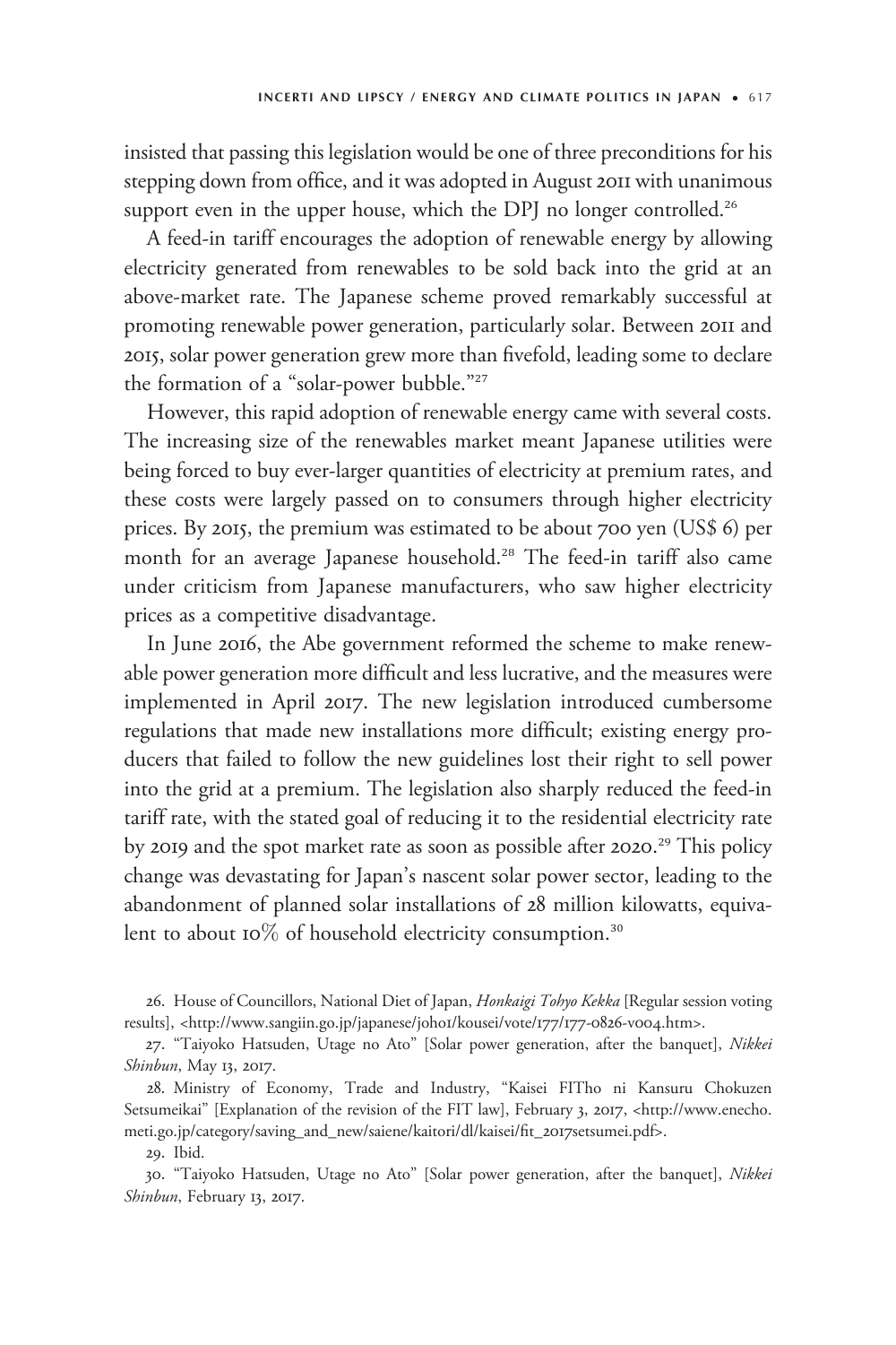insisted that passing this legislation would be one of three preconditions for his stepping down from office, and it was adopted in August 2011 with unanimous support even in the upper house, which the DPJ no longer controlled.[26]

A feed-in tariff encourages the adoption of renewable energy by allowing electricity generated from renewables to be sold back into the grid at an above-market rate. The Japanese scheme proved remarkably successful at promoting renewable power generation, particularly solar. Between 2011 and 2015, solar power generation grew more than fivefold, leading some to declare the formation of a "solar-power bubble."[27]

However, this rapid adoption of renewable energy came with several costs. The increasing size of the renewables market meant Japanese utilities were being forced to buy ever-larger quantities of electricity at premium rates, and these costs were largely passed on to consumers through higher electricity prices. By 2015, the premium was estimated to be about 700 yen (US$ 6) per month for an average Japanese household.[28] The feed-in tariff also came under criticism from Japanese manufacturers, who saw higher electricity prices as a competitive disadvantage.

In June 2016, the Abe government reformed the scheme to make renewable power generation more difficult and less lucrative, and the measures were implemented in April 2017. The new legislation introduced cumbersome regulations that made new installations more difficult; existing energy producers that failed to follow the new guidelines lost their right to sell power into the grid at a premium. The legislation also sharply reduced the feed-in tariff rate, with the stated goal of reducing it to the residential electricity rate by 2019 and the spot market rate as soon as possible after 2020.[29] This policy change was devastating for Japan's nascent solar power sector, leading to the abandonment of planned solar installations of 28 million kilowatts, equivalent to about 10% of household electricity consumption.[30]

26. House of Councillors, National Diet of Japan, *Honkaigi Tohyo Kekka* [Regular session voting results], <http://www.sangiin.go.jp/japanese/joho1/kousei/vote/177/177-0826-v004.htm>.

27. "Taiyoko Hatsuden, Utage no Ato" [Solar power generation, after the banquet], *Nikkei Shinbun*, May 13, 2017.

28. Ministry of Economy, Trade and Industry, "Kaisei FITho ni Kansuru Chokuzen Setsumeikai" [Explanation of the revision of the FIT law], February 3, 2017, <http://www.enecho.meti.go.jp/category/saving_and_new/saiene/kaitori/dl/kaisei/fit_2017setsumei.pdf>.

29. Ibid.

30. "Taiyoko Hatsuden, Utage no Ato" [Solar power generation, after the banquet], *Nikkei Shinbun*, February 13, 2017.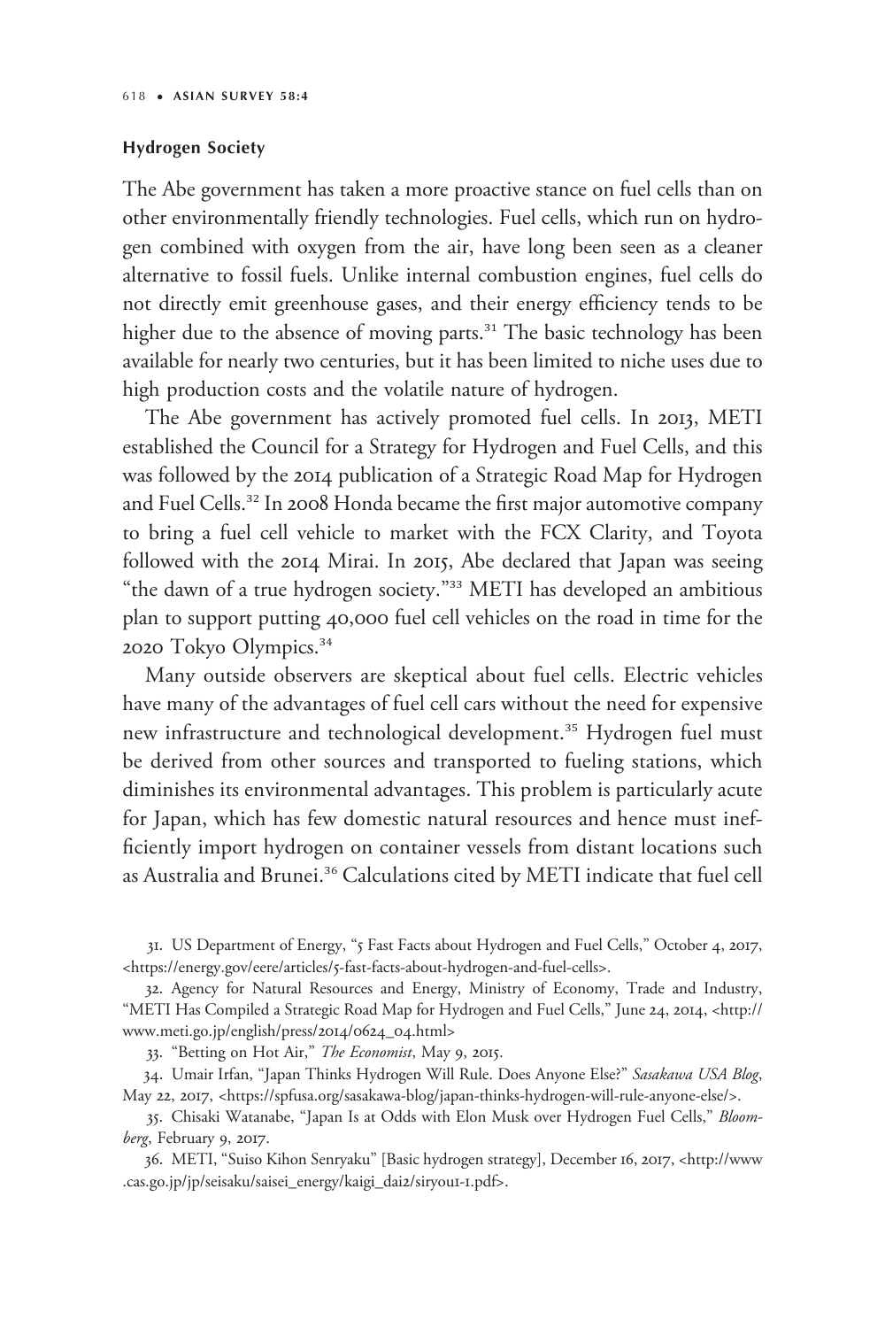#### Hydrogen Society

The Abe government has taken a more proactive stance on fuel cells than on other environmentally friendly technologies. Fuel cells, which run on hydrogen combined with oxygen from the air, have long been seen as a cleaner alternative to fossil fuels. Unlike internal combustion engines, fuel cells do not directly emit greenhouse gases, and their energy efficiency tends to be higher due to the absence of moving parts.[31] The basic technology has been available for nearly two centuries, but it has been limited to niche uses due to high production costs and the volatile nature of hydrogen.

The Abe government has actively promoted fuel cells. In 2013, METI established the Council for a Strategy for Hydrogen and Fuel Cells, and this was followed by the 2014 publication of a Strategic Road Map for Hydrogen and Fuel Cells.[32] In 2008 Honda became the first major automotive company to bring a fuel cell vehicle to market with the FCX Clarity, and Toyota followed with the 2014 Mirai. In 2015, Abe declared that Japan was seeing "the dawn of a true hydrogen society."[33] METI has developed an ambitious plan to support putting 40,000 fuel cell vehicles on the road in time for the 2020 Tokyo Olympics.[34]

Many outside observers are skeptical about fuel cells. Electric vehicles have many of the advantages of fuel cell cars without the need for expensive new infrastructure and technological development.[35] Hydrogen fuel must be derived from other sources and transported to fueling stations, which diminishes its environmental advantages. This problem is particularly acute for Japan, which has few domestic natural resources and hence must inefficiently import hydrogen on container vessels from distant locations such as Australia and Brunei.[36] Calculations cited by METI indicate that fuel cell

31. US Department of Energy, "5 Fast Facts about Hydrogen and Fuel Cells," October 4, 2017, <https://energy.gov/eere/articles/5-fast-facts-about-hydrogen-and-fuel-cells>.

32. Agency for Natural Resources and Energy, Ministry of Economy, Trade and Industry, "METI Has Compiled a Strategic Road Map for Hydrogen and Fuel Cells," June 24, 2014, <http://www.meti.go.jp/english/press/2014/0624_04.html>

33. "Betting on Hot Air," *The Economist*, May 9, 2015.

34. Umair Irfan, "Japan Thinks Hydrogen Will Rule. Does Anyone Else?" *Sasakawa USA Blog*, May 22, 2017, <https://spfusa.org/sasakawa-blog/japan-thinks-hydrogen-will-rule-anyone-else/>.

35. Chisaki Watanabe, "Japan Is at Odds with Elon Musk over Hydrogen Fuel Cells," *Bloomberg*, February 9, 2017.

36. METI, "Suiso Kihon Senryaku" [Basic hydrogen strategy], December 16, 2017, <http://www.cas.go.jp/jp/seisaku/saisei_energy/kaigi_dai2/siryou1-1.pdf>.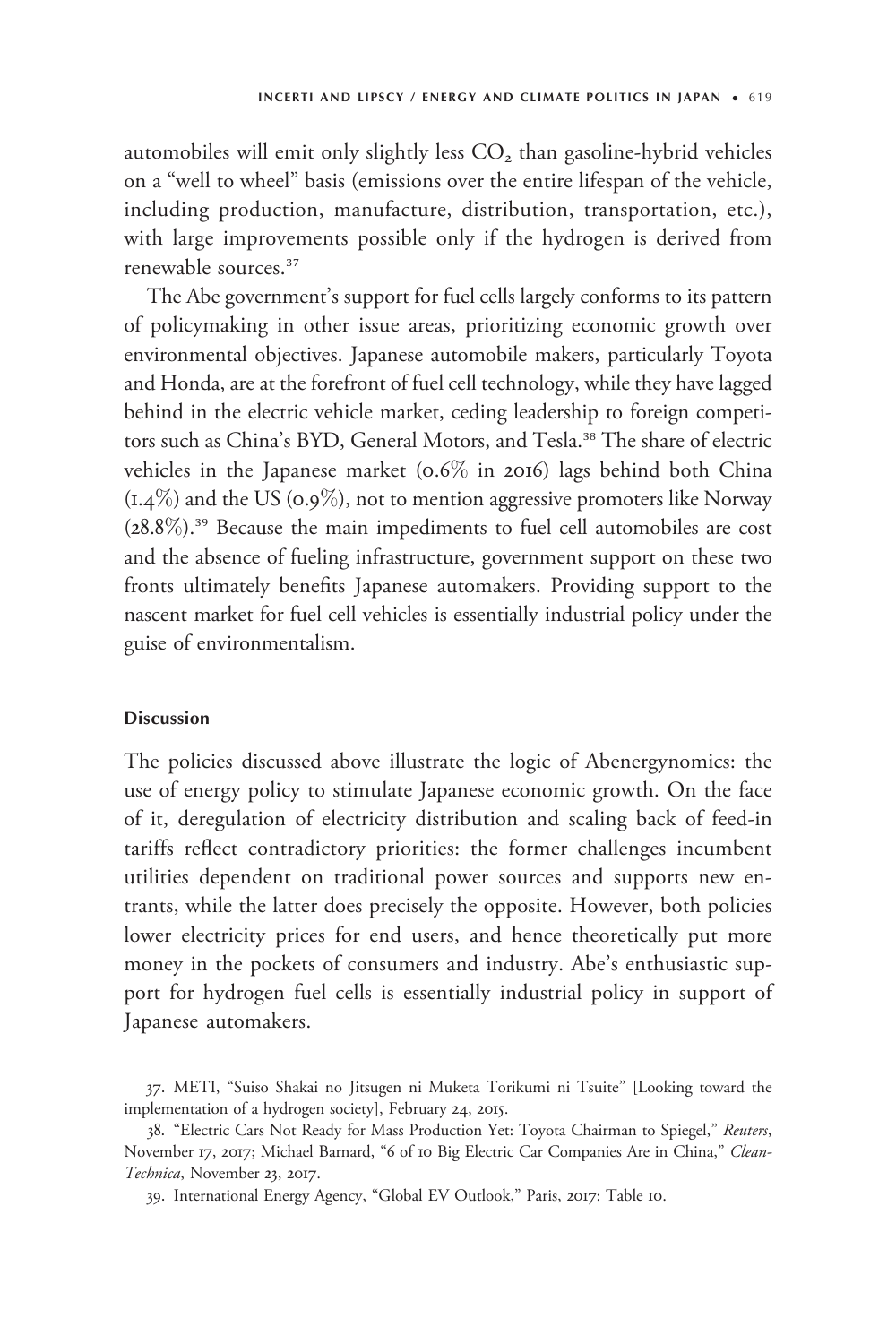automobiles will emit only slightly less $CO_2$ than gasoline-hybrid vehicles on a "well to wheel" basis (emissions over the entire lifespan of the vehicle, including production, manufacture, distribution, transportation, etc.), with large improvements possible only if the hydrogen is derived from renewable sources.[37]

The Abe government's support for fuel cells largely conforms to its pattern of policymaking in other issue areas, prioritizing economic growth over environmental objectives. Japanese automobile makers, particularly Toyota and Honda, are at the forefront of fuel cell technology, while they have lagged behind in the electric vehicle market, ceding leadership to foreign competitors such as China's BYD, General Motors, and Tesla.[38] The share of electric vehicles in the Japanese market (0.6% in 2016) lags behind both China (1.4%) and the US (0.9%), not to mention aggressive promoters like Norway (28.8%).[39] Because the main impediments to fuel cell automobiles are cost and the absence of fueling infrastructure, government support on these two fronts ultimately benefits Japanese automakers. Providing support to the nascent market for fuel cell vehicles is essentially industrial policy under the guise of environmentalism.

#### Discussion

The policies discussed above illustrate the logic of Abenergynomics: the use of energy policy to stimulate Japanese economic growth. On the face of it, deregulation of electricity distribution and scaling back of feed-in tariffs reflect contradictory priorities: the former challenges incumbent utilities dependent on traditional power sources and supports new entrants, while the latter does precisely the opposite. However, both policies lower electricity prices for end users, and hence theoretically put more money in the pockets of consumers and industry. Abe's enthusiastic support for hydrogen fuel cells is essentially industrial policy in support of Japanese automakers.

37. METI, "Suiso Shakai no Jitsugen ni Muketa Torikumi ni Tsuite" [Looking toward the implementation of a hydrogen society], February 24, 2015.

38. "Electric Cars Not Ready for Mass Production Yet: Toyota Chairman to Spiegel," *Reuters*, November 17, 2017; Michael Barnard, "6 of 10 Big Electric Car Companies Are in China," *CleanTechnica*, November 23, 2017.

39. International Energy Agency, "Global EV Outlook," Paris, 2017: Table 10.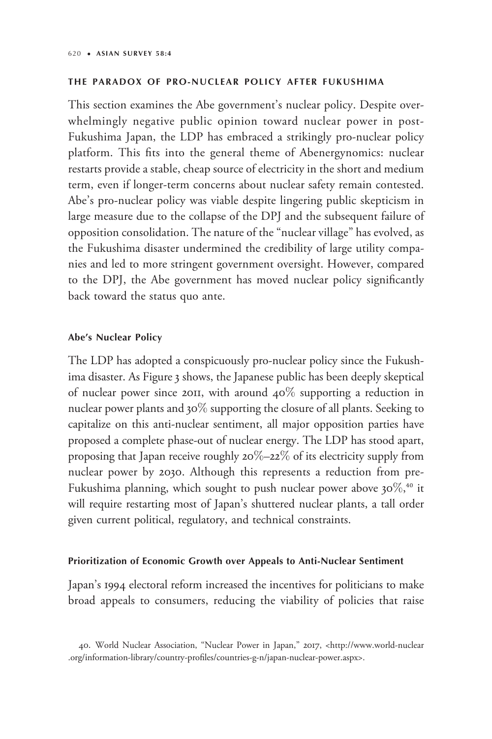## THE PARADOX OF PRO-NUCLEAR POLICY AFTER FUKUSHIMA

This section examines the Abe government's nuclear policy. Despite overwhelmingly negative public opinion toward nuclear power in post-Fukushima Japan, the LDP has embraced a strikingly pro-nuclear policy platform. This fits into the general theme of Abenergynomics: nuclear restarts provide a stable, cheap source of electricity in the short and medium term, even if longer-term concerns about nuclear safety remain contested. Abe's pro-nuclear policy was viable despite lingering public skepticism in large measure due to the collapse of the DPJ and the subsequent failure of opposition consolidation. The nature of the "nuclear village" has evolved, as the Fukushima disaster undermined the credibility of large utility companies and led to more stringent government oversight. However, compared to the DPJ, the Abe government has moved nuclear policy significantly back toward the status quo ante.

### Abe's Nuclear Policy

The LDP has adopted a conspicuously pro-nuclear policy since the Fukushima disaster. As Figure 3 shows, the Japanese public has been deeply skeptical of nuclear power since 2011, with around 40% supporting a reduction in nuclear power plants and 30% supporting the closure of all plants. Seeking to capitalize on this anti-nuclear sentiment, all major opposition parties have proposed a complete phase-out of nuclear energy. The LDP has stood apart, proposing that Japan receive roughly 20%–22% of its electricity supply from nuclear power by 2030. Although this represents a reduction from pre-Fukushima planning, which sought to push nuclear power above 30%,[40] it will require restarting most of Japan's shuttered nuclear plants, a tall order given current political, regulatory, and technical constraints.

### Prioritization of Economic Growth over Appeals to Anti-Nuclear Sentiment

Japan's 1994 electoral reform increased the incentives for politicians to make broad appeals to consumers, reducing the viability of policies that raise

40. World Nuclear Association, "Nuclear Power in Japan," 2017, <http://www.world-nuclear.org/information-library/country-profiles/countries-g-n/japan-nuclear-power.aspx>.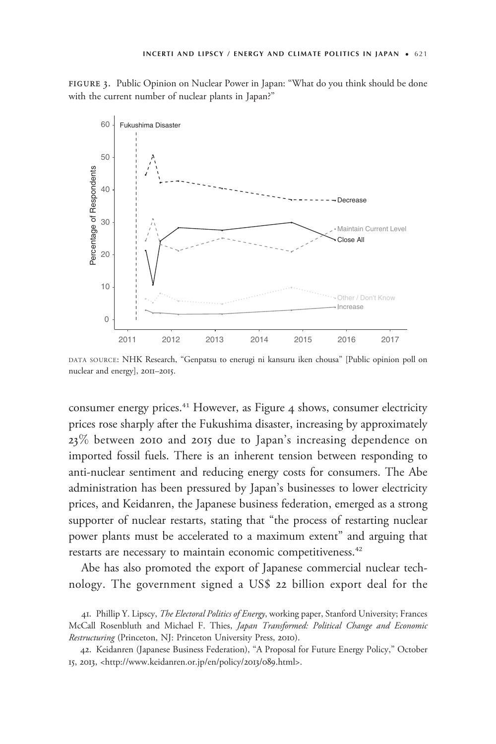FIGURE 3. Public Opinion on Nuclear Power in Japan: "What do you think should be done with the current number of nuclear plants in Japan?"

DATA SOURCE: NHK Research, "Genpatsu to enerugi ni kansuru iken chousa" [Public opinion poll on nuclear and energy], 2011–2015.

consumer energy prices.[41] However, as Figure 4 shows, consumer electricity prices rose sharply after the Fukushima disaster, increasing by approximately 23% between 2010 and 2015 due to Japan's increasing dependence on imported fossil fuels. There is an inherent tension between responding to anti-nuclear sentiment and reducing energy costs for consumers. The Abe administration has been pressured by Japan's businesses to lower electricity prices, and Keidanren, the Japanese business federation, emerged as a strong supporter of nuclear restarts, stating that "the process of restarting nuclear power plants must be accelerated to a maximum extent" and arguing that restarts are necessary to maintain economic competitiveness.[42]

Abe has also promoted the export of Japanese commercial nuclear technology. The government signed a US$ 22 billion export deal for the

41. Phillip Y. Lipscy, *The Electoral Politics of Energy*, working paper, Stanford University; Frances McCall Rosenbluth and Michael F. Thies, *Japan Transformed: Political Change and Economic Restructuring* (Princeton, NJ: Princeton University Press, 2010).

42. Keidanren (Japanese Business Federation), "A Proposal for Future Energy Policy," October 15, 2013, <http://www.keidanren.or.jp/en/policy/2013/089.html>.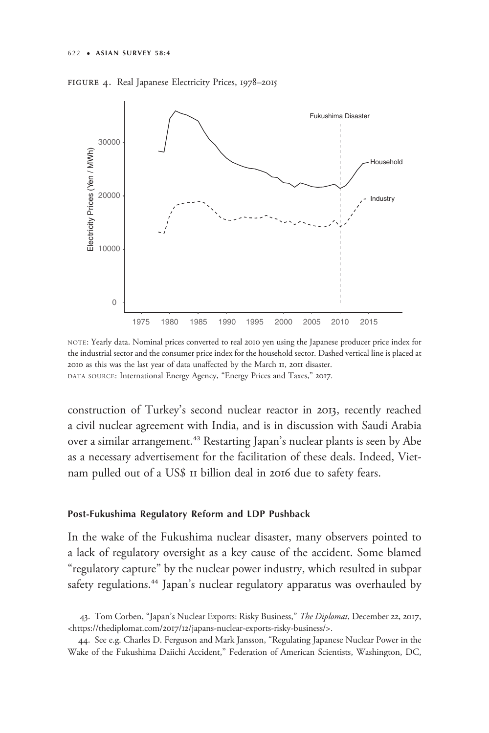FIGURE 4. Real Japanese Electricity Prices, 1978–2015

NOTE: Yearly data. Nominal prices converted to real 2010 yen using the Japanese producer price index for the industrial sector and the consumer price index for the household sector. Dashed vertical line is placed at 2010 as this was the last year of data unaffected by the March 11, 2011 disaster.
DATA SOURCE: International Energy Agency, "Energy Prices and Taxes," 2017.

construction of Turkey's second nuclear reactor in 2013, recently reached a civil nuclear agreement with India, and is in discussion with Saudi Arabia over a similar arrangement.[43] Restarting Japan's nuclear plants is seen by Abe as a necessary advertisement for the facilitation of these deals. Indeed, Vietnam pulled out of a US$ 11 billion deal in 2016 due to safety fears.

### Post-Fukushima Regulatory Reform and LDP Pushback

In the wake of the Fukushima nuclear disaster, many observers pointed to a lack of regulatory oversight as a key cause of the accident. Some blamed "regulatory capture" by the nuclear power industry, which resulted in subpar safety regulations.[44] Japan's nuclear regulatory apparatus was overhauled by

43. Tom Corben, "Japan's Nuclear Exports: Risky Business," *The Diplomat*, December 22, 2017, <https://thediplomat.com/2017/12/japans-nuclear-exports-risky-business/>.

44. See e.g. Charles D. Ferguson and Mark Jansson, "Regulating Japanese Nuclear Power in the Wake of the Fukushima Daiichi Accident," Federation of American Scientists, Washington, DC,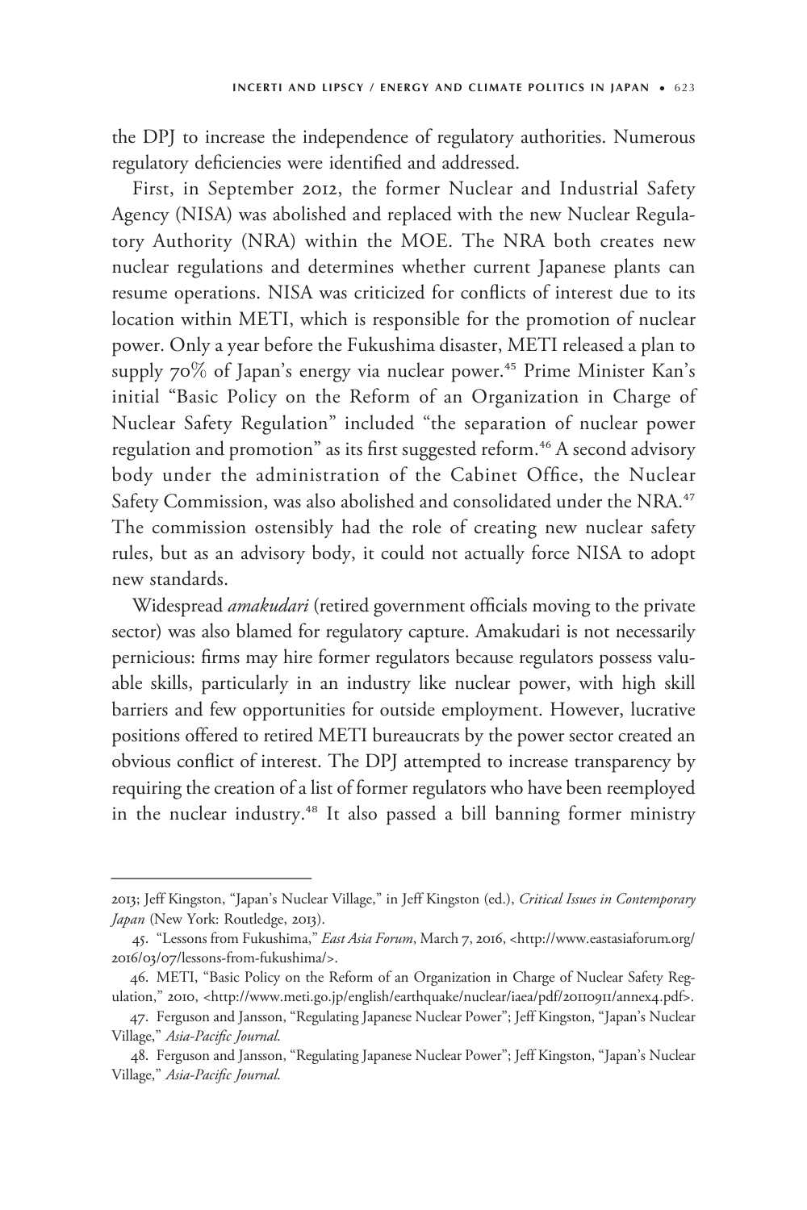the DPJ to increase the independence of regulatory authorities. Numerous regulatory deficiencies were identified and addressed.

First, in September 2012, the former Nuclear and Industrial Safety Agency (NISA) was abolished and replaced with the new Nuclear Regulatory Authority (NRA) within the MOE. The NRA both creates new nuclear regulations and determines whether current Japanese plants can resume operations. NISA was criticized for conflicts of interest due to its location within METI, which is responsible for the promotion of nuclear power. Only a year before the Fukushima disaster, METI released a plan to supply 70% of Japan's energy via nuclear power.[45] Prime Minister Kan's initial "Basic Policy on the Reform of an Organization in Charge of Nuclear Safety Regulation" included "the separation of nuclear power regulation and promotion" as its first suggested reform.[46] A second advisory body under the administration of the Cabinet Office, the Nuclear Safety Commission, was also abolished and consolidated under the NRA.[47] The commission ostensibly had the role of creating new nuclear safety rules, but as an advisory body, it could not actually force NISA to adopt new standards.

Widespread *amakudari* (retired government officials moving to the private sector) was also blamed for regulatory capture. Amakudari is not necessarily pernicious: firms may hire former regulators because regulators possess valuable skills, particularly in an industry like nuclear power, with high skill barriers and few opportunities for outside employment. However, lucrative positions offered to retired METI bureaucrats by the power sector created an obvious conflict of interest. The DPJ attempted to increase transparency by requiring the creation of a list of former regulators who have been reemployed in the nuclear industry.[48] It also passed a bill banning former ministry

---

2013; Jeff Kingston, "Japan's Nuclear Village," in Jeff Kingston (ed.), *Critical Issues in Contemporary Japan* (New York: Routledge, 2013).

45. "Lessons from Fukushima," *East Asia Forum*, March 7, 2016, <http://www.eastasiaforum.org/2016/03/07/lessons-from-fukushima/>.

46. METI, "Basic Policy on the Reform of an Organization in Charge of Nuclear Safety Regulation," 2010, <http://www.meti.go.jp/english/earthquake/nuclear/iaea/pdf/20110911/annex4.pdf>.

47. Ferguson and Jansson, "Regulating Japanese Nuclear Power"; Jeff Kingston, "Japan's Nuclear Village," *Asia-Pacific Journal*.

48. Ferguson and Jansson, "Regulating Japanese Nuclear Power"; Jeff Kingston, "Japan's Nuclear Village," *Asia-Pacific Journal*.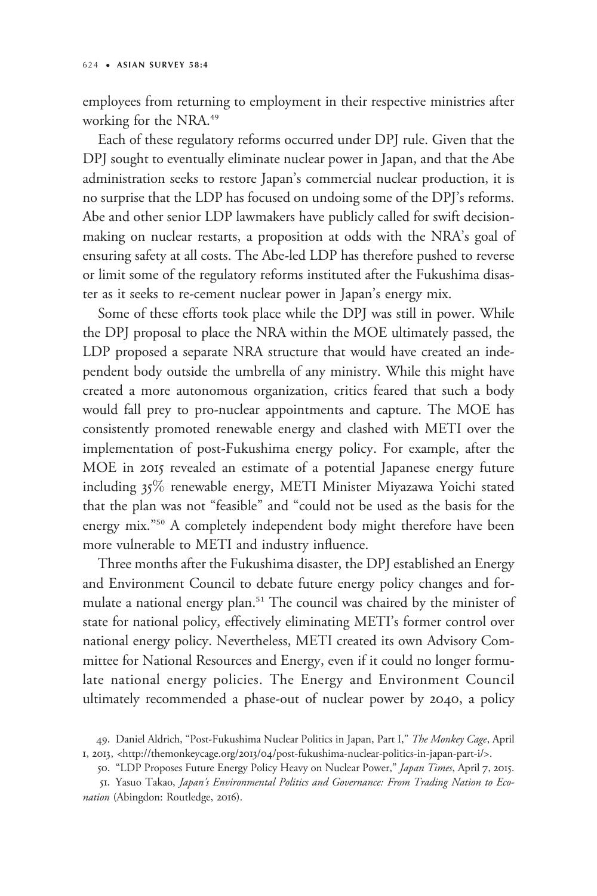employees from returning to employment in their respective ministries after working for the NRA.[49]

Each of these regulatory reforms occurred under DPJ rule. Given that the DPJ sought to eventually eliminate nuclear power in Japan, and that the Abe administration seeks to restore Japan's commercial nuclear production, it is no surprise that the LDP has focused on undoing some of the DPJ's reforms. Abe and other senior LDP lawmakers have publicly called for swift decision-making on nuclear restarts, a proposition at odds with the NRA's goal of ensuring safety at all costs. The Abe-led LDP has therefore pushed to reverse or limit some of the regulatory reforms instituted after the Fukushima disaster as it seeks to re-cement nuclear power in Japan's energy mix.

Some of these efforts took place while the DPJ was still in power. While the DPJ proposal to place the NRA within the MOE ultimately passed, the LDP proposed a separate NRA structure that would have created an independent body outside the umbrella of any ministry. While this might have created a more autonomous organization, critics feared that such a body would fall prey to pro-nuclear appointments and capture. The MOE has consistently promoted renewable energy and clashed with METI over the implementation of post-Fukushima energy policy. For example, after the MOE in 2015 revealed an estimate of a potential Japanese energy future including 35% renewable energy, METI Minister Miyazawa Yoichi stated that the plan was not "feasible" and "could not be used as the basis for the energy mix."[50] A completely independent body might therefore have been more vulnerable to METI and industry influence.

Three months after the Fukushima disaster, the DPJ established an Energy and Environment Council to debate future energy policy changes and formulate a national energy plan.[51] The council was chaired by the minister of state for national policy, effectively eliminating METI's former control over national energy policy. Nevertheless, METI created its own Advisory Committee for National Resources and Energy, even if it could no longer formulate national energy policies. The Energy and Environment Council ultimately recommended a phase-out of nuclear power by 2040, a policy

49. Daniel Aldrich, "Post-Fukushima Nuclear Politics in Japan, Part I," *The Monkey Cage*, April 1, 2013, <http://themonkeycage.org/2013/04/post-fukushima-nuclear-politics-in-japan-part-i/>.

50. "LDP Proposes Future Energy Policy Heavy on Nuclear Power," *Japan Times*, April 7, 2015.

51. Yasuo Takao, *Japan's Environmental Politics and Governance: From Trading Nation to Econation* (Abingdon: Routledge, 2016).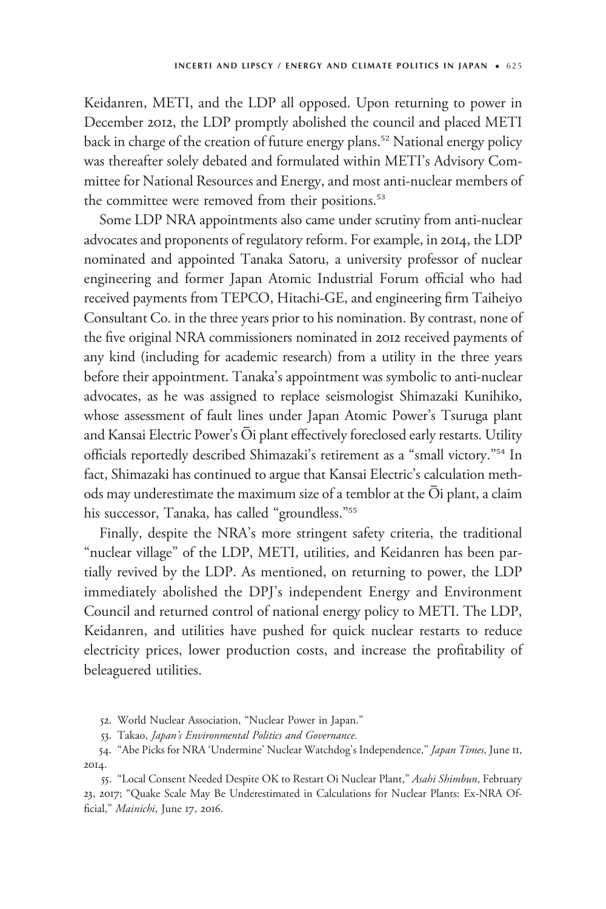Keidanren, METI, and the LDP all opposed. Upon returning to power in December 2012, the LDP promptly abolished the council and placed METI back in charge of the creation of future energy plans.[52] National energy policy was thereafter solely debated and formulated within METI's Advisory Committee for National Resources and Energy, and most anti-nuclear members of the committee were removed from their positions.[53]

Some LDP NRA appointments also came under scrutiny from anti-nuclear advocates and proponents of regulatory reform. For example, in 2014, the LDP nominated and appointed Tanaka Satoru, a university professor of nuclear engineering and former Japan Atomic Industrial Forum official who had received payments from TEPCO, Hitachi-GE, and engineering firm Taiheiyo Consultant Co. in the three years prior to his nomination. By contrast, none of the five original NRA commissioners nominated in 2012 received payments of any kind (including for academic research) from a utility in the three years before their appointment. Tanaka's appointment was symbolic to anti-nuclear advocates, as he was assigned to replace seismologist Shimazaki Kunihiko, whose assessment of fault lines under Japan Atomic Power's Tsuruga plant and Kansai Electric Power's Ōi plant effectively foreclosed early restarts. Utility officials reportedly described Shimazaki's retirement as a "small victory."[54] In fact, Shimazaki has continued to argue that Kansai Electric's calculation methods may underestimate the maximum size of a temblor at the Ōi plant, a claim his successor, Tanaka, has called "groundless."[55]

Finally, despite the NRA's more stringent safety criteria, the traditional "nuclear village" of the LDP, METI, utilities, and Keidanren has been partially revived by the LDP. As mentioned, on returning to power, the LDP immediately abolished the DPJ's independent Energy and Environment Council and returned control of national energy policy to METI. The LDP, Keidanren, and utilities have pushed for quick nuclear restarts to reduce electricity prices, lower production costs, and increase the profitability of beleaguered utilities.

52. World Nuclear Association, "Nuclear Power in Japan."

53. Takao, *Japan's Environmental Politics and Governance.*

54. "Abe Picks for NRA 'Undermine' Nuclear Watchdog's Independence," *Japan Times*, June 11, 2014.

55. "Local Consent Needed Despite OK to Restart Oi Nuclear Plant," *Asahi Shimbun*, February 23, 2017; "Quake Scale May Be Underestimated in Calculations for Nuclear Plants: Ex-NRA Official," *Mainichi*, June 17, 2016.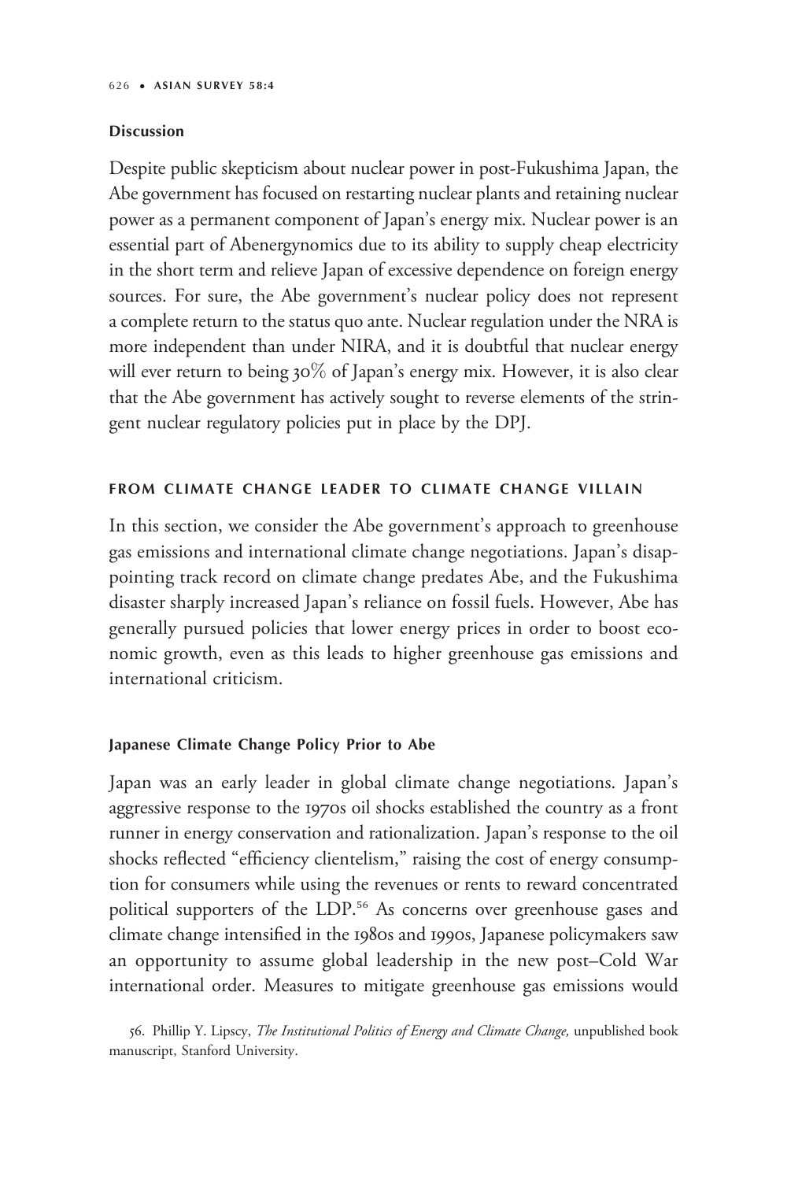### Discussion

Despite public skepticism about nuclear power in post-Fukushima Japan, the Abe government has focused on restarting nuclear plants and retaining nuclear power as a permanent component of Japan's energy mix. Nuclear power is an essential part of Abenergynomics due to its ability to supply cheap electricity in the short term and relieve Japan of excessive dependence on foreign energy sources. For sure, the Abe government's nuclear policy does not represent a complete return to the status quo ante. Nuclear regulation under the NRA is more independent than under NIRA, and it is doubtful that nuclear energy will ever return to being 30% of Japan's energy mix. However, it is also clear that the Abe government has actively sought to reverse elements of the stringent nuclear regulatory policies put in place by the DPJ.

## FROM CLIMATE CHANGE LEADER TO CLIMATE CHANGE VILLAIN

In this section, we consider the Abe government's approach to greenhouse gas emissions and international climate change negotiations. Japan's disappointing track record on climate change predates Abe, and the Fukushima disaster sharply increased Japan's reliance on fossil fuels. However, Abe has generally pursued policies that lower energy prices in order to boost economic growth, even as this leads to higher greenhouse gas emissions and international criticism.

### Japanese Climate Change Policy Prior to Abe

Japan was an early leader in global climate change negotiations. Japan's aggressive response to the 1970s oil shocks established the country as a front runner in energy conservation and rationalization. Japan's response to the oil shocks reflected "efficiency clientelism," raising the cost of energy consumption for consumers while using the revenues or rents to reward concentrated political supporters of the LDP.[56] As concerns over greenhouse gases and climate change intensified in the 1980s and 1990s, Japanese policymakers saw an opportunity to assume global leadership in the new post–Cold War international order. Measures to mitigate greenhouse gas emissions would

56. Phillip Y. Lipscy, *The Institutional Politics of Energy and Climate Change,* unpublished book manuscript, Stanford University.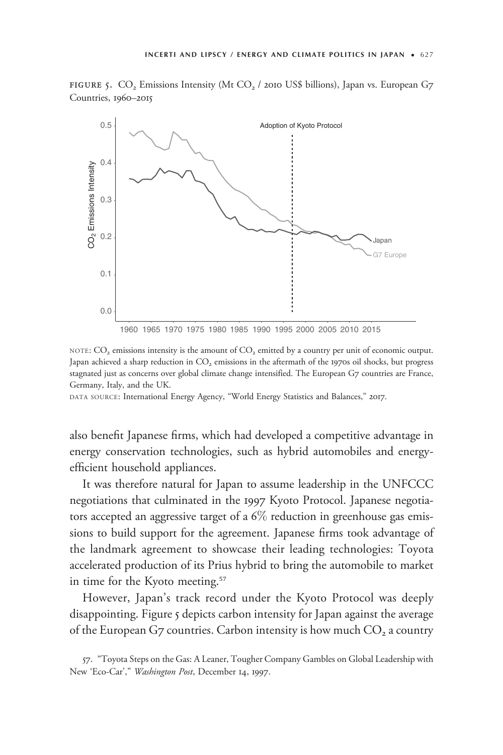FIGURE 5. $CO_2$ Emissions Intensity (Mt $CO_2$ / 2010 US$ billions), Japan vs. European G7 Countries, 1960–2015

NOTE: $CO_2$ emissions intensity is the amount of $CO_2$ emitted by a country per unit of economic output. Japan achieved a sharp reduction in $CO_2$ emissions in the aftermath of the 1970s oil shocks, but progress stagnated just as concerns over global climate change intensified. The European G7 countries are France, Germany, Italy, and the UK.

DATA SOURCE: International Energy Agency, "World Energy Statistics and Balances," 2017.

also benefit Japanese firms, which had developed a competitive advantage in energy conservation technologies, such as hybrid automobiles and energy-efficient household appliances.

It was therefore natural for Japan to assume leadership in the UNFCCC negotiations that culminated in the 1997 Kyoto Protocol. Japanese negotiators accepted an aggressive target of a 6% reduction in greenhouse gas emissions to build support for the agreement. Japanese firms took advantage of the landmark agreement to showcase their leading technologies: Toyota accelerated production of its Prius hybrid to bring the automobile to market in time for the Kyoto meeting.[57]

However, Japan's track record under the Kyoto Protocol was deeply disappointing. Figure 5 depicts carbon intensity for Japan against the average of the European G7 countries. Carbon intensity is how much $CO_2$ a country

57. "Toyota Steps on the Gas: A Leaner, Tougher Company Gambles on Global Leadership with New 'Eco-Car'," *Washington Post*, December 14, 1997.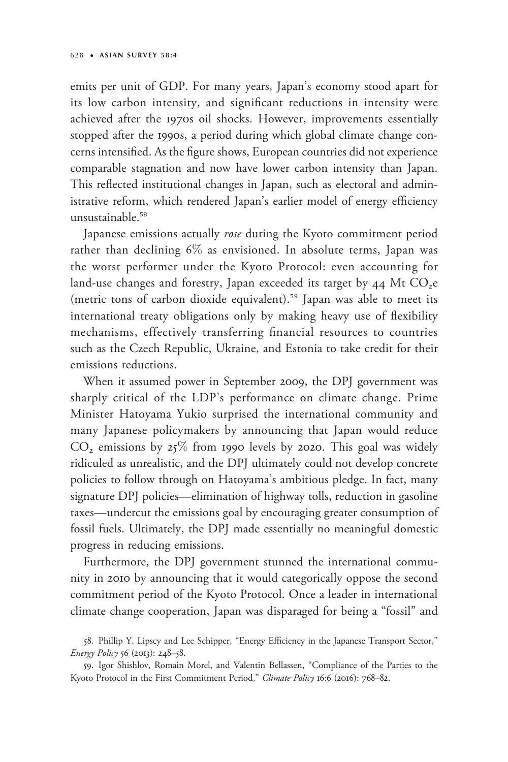emits per unit of GDP. For many years, Japan's economy stood apart for its low carbon intensity, and significant reductions in intensity were achieved after the 1970s oil shocks. However, improvements essentially stopped after the 1990s, a period during which global climate change concerns intensified. As the figure shows, European countries did not experience comparable stagnation and now have lower carbon intensity than Japan. This reflected institutional changes in Japan, such as electoral and administrative reform, which rendered Japan's earlier model of energy efficiency unsustainable.[58]

Japanese emissions actually *rose* during the Kyoto commitment period rather than declining 6% as envisioned. In absolute terms, Japan was the worst performer under the Kyoto Protocol: even accounting for land-use changes and forestry, Japan exceeded its target by 44 Mt $CO_2e$ (metric tons of carbon dioxide equivalent).[59] Japan was able to meet its international treaty obligations only by making heavy use of flexibility mechanisms, effectively transferring financial resources to countries such as the Czech Republic, Ukraine, and Estonia to take credit for their emissions reductions.

When it assumed power in September 2009, the DPJ government was sharply critical of the LDP's performance on climate change. Prime Minister Hatoyama Yukio surprised the international community and many Japanese policymakers by announcing that Japan would reduce $CO_2$ emissions by 25% from 1990 levels by 2020. This goal was widely ridiculed as unrealistic, and the DPJ ultimately could not develop concrete policies to follow through on Hatoyama's ambitious pledge. In fact, many signature DPJ policies—elimination of highway tolls, reduction in gasoline taxes—undercut the emissions goal by encouraging greater consumption of fossil fuels. Ultimately, the DPJ made essentially no meaningful domestic progress in reducing emissions.

Furthermore, the DPJ government stunned the international community in 2010 by announcing that it would categorically oppose the second commitment period of the Kyoto Protocol. Once a leader in international climate change cooperation, Japan was disparaged for being a "fossil" and

58. Phillip Y. Lipscy and Lee Schipper, "Energy Efficiency in the Japanese Transport Sector," *Energy Policy* 56 (2013): 248–58.

59. Igor Shishlov, Romain Morel, and Valentin Bellassen, "Compliance of the Parties to the Kyoto Protocol in the First Commitment Period," *Climate Policy* 16:6 (2016): 768–82.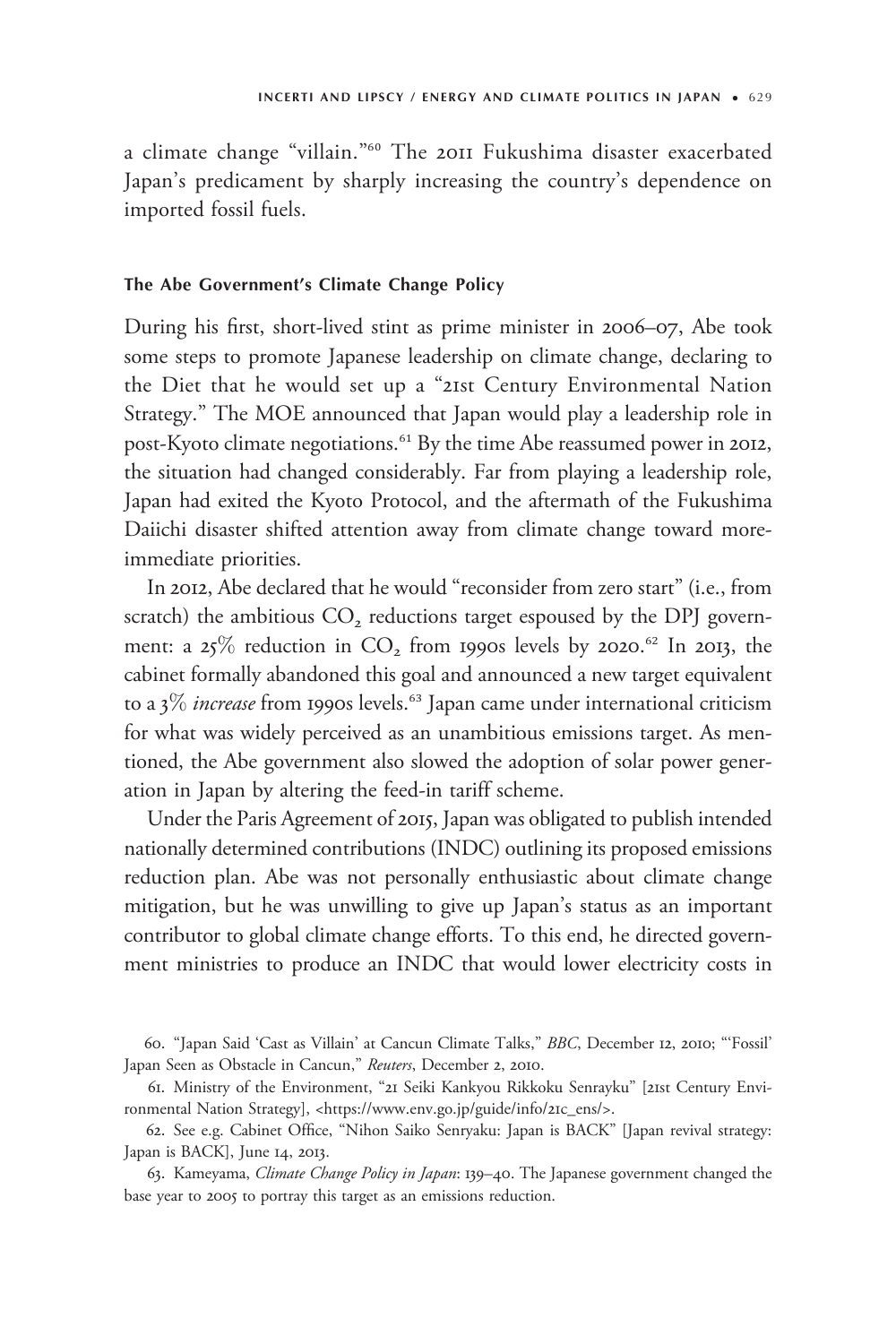a climate change "villain."[60] The 2011 Fukushima disaster exacerbated Japan's predicament by sharply increasing the country's dependence on imported fossil fuels.

### The Abe Government's Climate Change Policy

During his first, short-lived stint as prime minister in 2006–07, Abe took some steps to promote Japanese leadership on climate change, declaring to the Diet that he would set up a "21st Century Environmental Nation Strategy." The MOE announced that Japan would play a leadership role in post-Kyoto climate negotiations.[61] By the time Abe reassumed power in 2012, the situation had changed considerably. Far from playing a leadership role, Japan had exited the Kyoto Protocol, and the aftermath of the Fukushima Daiichi disaster shifted attention away from climate change toward more-immediate priorities.

In 2012, Abe declared that he would "reconsider from zero start" (i.e., from scratch) the ambitious $CO_2$ reductions target espoused by the DPJ government: a 25% reduction in $CO_2$ from 1990s levels by 2020.[62] In 2013, the cabinet formally abandoned this goal and announced a new target equivalent to a 3% *increase* from 1990s levels.[63] Japan came under international criticism for what was widely perceived as an unambitious emissions target. As mentioned, the Abe government also slowed the adoption of solar power generation in Japan by altering the feed-in tariff scheme.

Under the Paris Agreement of 2015, Japan was obligated to publish intended nationally determined contributions (INDC) outlining its proposed emissions reduction plan. Abe was not personally enthusiastic about climate change mitigation, but he was unwilling to give up Japan's status as an important contributor to global climate change efforts. To this end, he directed government ministries to produce an INDC that would lower electricity costs in

60. "Japan Said 'Cast as Villain' at Cancun Climate Talks," *BBC*, December 12, 2010; "'Fossil' Japan Seen as Obstacle in Cancun," *Reuters*, December 2, 2010.

61. Ministry of the Environment, "21 Seiki Kankyou Rikkoku Senrayku" [21st Century Environmental Nation Strategy], <https://www.env.go.jp/guide/info/21c_ens/>.

62. See e.g. Cabinet Office, "Nihon Saiko Senryaku: Japan is BACK" [Japan revival strategy: Japan is BACK], June 14, 2013.

63. Kameyama, *Climate Change Policy in Japan*: 139–40. The Japanese government changed the base year to 2005 to portray this target as an emissions reduction.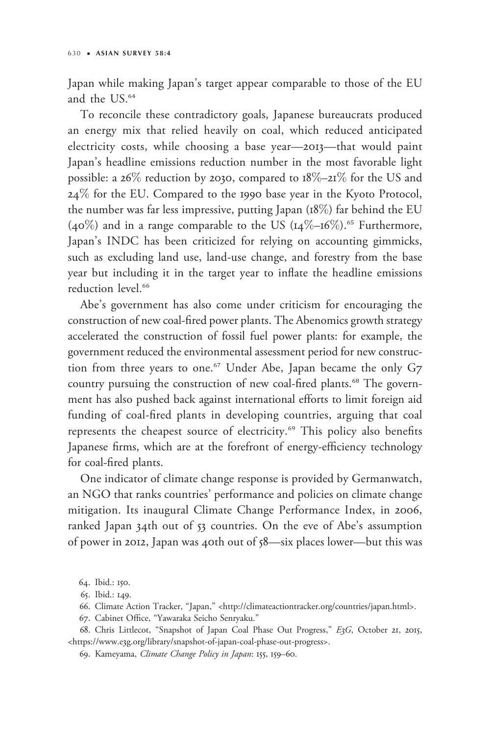Japan while making Japan's target appear comparable to those of the EU and the US.[64]

To reconcile these contradictory goals, Japanese bureaucrats produced an energy mix that relied heavily on coal, which reduced anticipated electricity costs, while choosing a base year—2013—that would paint Japan's headline emissions reduction number in the most favorable light possible: a 26% reduction by 2030, compared to 18%–21% for the US and 24% for the EU. Compared to the 1990 base year in the Kyoto Protocol, the number was far less impressive, putting Japan (18%) far behind the EU (40%) and in a range comparable to the US (14%–16%).[65] Furthermore, Japan's INDC has been criticized for relying on accounting gimmicks, such as excluding land use, land-use change, and forestry from the base year but including it in the target year to inflate the headline emissions reduction level.[66]

Abe's government has also come under criticism for encouraging the construction of new coal-fired power plants. The Abenomics growth strategy accelerated the construction of fossil fuel power plants: for example, the government reduced the environmental assessment period for new construction from three years to one.[67] Under Abe, Japan became the only G7 country pursuing the construction of new coal-fired plants.[68] The government has also pushed back against international efforts to limit foreign aid funding of coal-fired plants in developing countries, arguing that coal represents the cheapest source of electricity.[69] This policy also benefits Japanese firms, which are at the forefront of energy-efficiency technology for coal-fired plants.

One indicator of climate change response is provided by Germanwatch, an NGO that ranks countries' performance and policies on climate change mitigation. Its inaugural Climate Change Performance Index, in 2006, ranked Japan 34th out of 53 countries. On the eve of Abe's assumption of power in 2012, Japan was 40th out of 58—six places lower—but this was

64. Ibid.: 150.

65. Ibid.: 149.

66. Climate Action Tracker, "Japan," <http://climateactiontracker.org/countries/japan.html>.

67. Cabinet Office, "Yawaraka Seicho Senryaku."

68. Chris Littlecot, "Snapshot of Japan Coal Phase Out Progress," *E3G*, October 21, 2015, <https://www.e3g.org/library/snapshot-of-japan-coal-phase-out-progress>.

69. Kameyama, *Climate Change Policy in Japan*: 155, 159–60.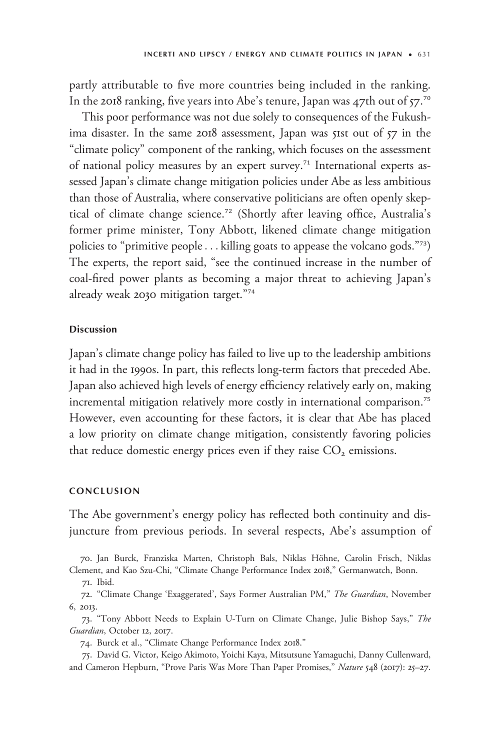partly attributable to five more countries being included in the ranking. In the 2018 ranking, five years into Abe's tenure, Japan was 47th out of 57.[70]

This poor performance was not due solely to consequences of the Fukushima disaster. In the same 2018 assessment, Japan was 51st out of 57 in the "climate policy" component of the ranking, which focuses on the assessment of national policy measures by an expert survey.[71] International experts assessed Japan's climate change mitigation policies under Abe as less ambitious than those of Australia, where conservative politicians are often openly skeptical of climate change science.[72] (Shortly after leaving office, Australia's former prime minister, Tony Abbott, likened climate change mitigation policies to "primitive people . . . killing goats to appease the volcano gods."[73]) The experts, the report said, "see the continued increase in the number of coal-fired power plants as becoming a major threat to achieving Japan's already weak 2030 mitigation target."[74]

### Discussion

Japan's climate change policy has failed to live up to the leadership ambitions it had in the 1990s. In part, this reflects long-term factors that preceded Abe. Japan also achieved high levels of energy efficiency relatively early on, making incremental mitigation relatively more costly in international comparison.[75] However, even accounting for these factors, it is clear that Abe has placed a low priority on climate change mitigation, consistently favoring policies that reduce domestic energy prices even if they raise $CO_2$ emissions.

## CONCLUSION

The Abe government's energy policy has reflected both continuity and disjuncture from previous periods. In several respects, Abe's assumption of

70. Jan Burck, Franziska Marten, Christoph Bals, Niklas Höhne, Carolin Frisch, Niklas Clement, and Kao Szu-Chi, "Climate Change Performance Index 2018," Germanwatch, Bonn.

71. Ibid.

72. "Climate Change 'Exaggerated', Says Former Australian PM," *The Guardian*, November 6, 2013.

73. "Tony Abbott Needs to Explain U-Turn on Climate Change, Julie Bishop Says," *The Guardian*, October 12, 2017.

74. Burck et al., "Climate Change Performance Index 2018."

75. David G. Victor, Keigo Akimoto, Yoichi Kaya, Mitsutsune Yamaguchi, Danny Cullenward, and Cameron Hepburn, "Prove Paris Was More Than Paper Promises," *Nature* 548 (2017): 25–27.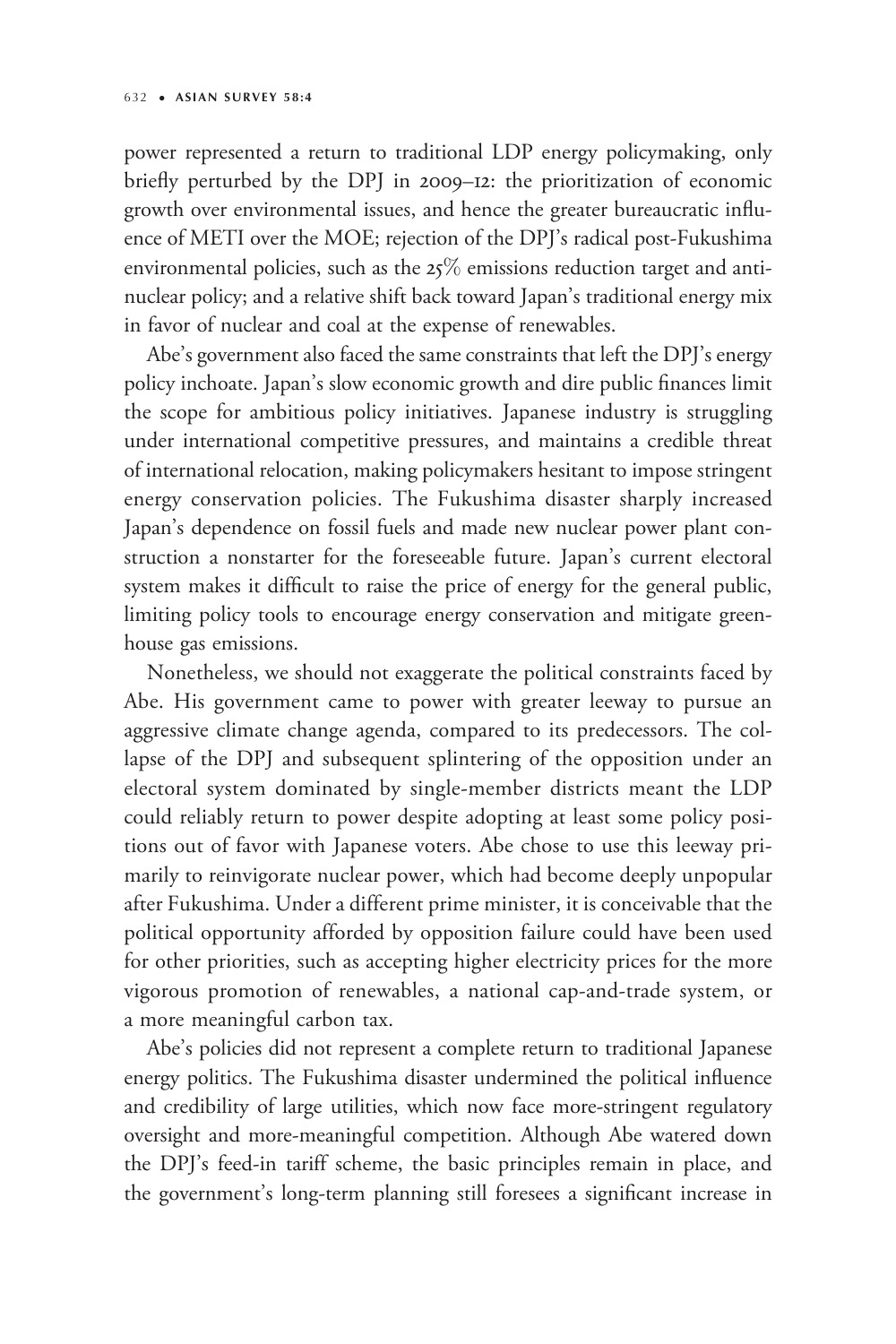power represented a return to traditional LDP energy policymaking, only briefly perturbed by the DPJ in 2009–12: the prioritization of economic growth over environmental issues, and hence the greater bureaucratic influence of METI over the MOE; rejection of the DPJ's radical post-Fukushima environmental policies, such as the 25% emissions reduction target and antinuclear policy; and a relative shift back toward Japan's traditional energy mix in favor of nuclear and coal at the expense of renewables.

Abe's government also faced the same constraints that left the DPJ's energy policy inchoate. Japan's slow economic growth and dire public finances limit the scope for ambitious policy initiatives. Japanese industry is struggling under international competitive pressures, and maintains a credible threat of international relocation, making policymakers hesitant to impose stringent energy conservation policies. The Fukushima disaster sharply increased Japan's dependence on fossil fuels and made new nuclear power plant construction a nonstarter for the foreseeable future. Japan's current electoral system makes it difficult to raise the price of energy for the general public, limiting policy tools to encourage energy conservation and mitigate greenhouse gas emissions.

Nonetheless, we should not exaggerate the political constraints faced by Abe. His government came to power with greater leeway to pursue an aggressive climate change agenda, compared to its predecessors. The collapse of the DPJ and subsequent splintering of the opposition under an electoral system dominated by single-member districts meant the LDP could reliably return to power despite adopting at least some policy positions out of favor with Japanese voters. Abe chose to use this leeway primarily to reinvigorate nuclear power, which had become deeply unpopular after Fukushima. Under a different prime minister, it is conceivable that the political opportunity afforded by opposition failure could have been used for other priorities, such as accepting higher electricity prices for the more vigorous promotion of renewables, a national cap-and-trade system, or a more meaningful carbon tax.

Abe's policies did not represent a complete return to traditional Japanese energy politics. The Fukushima disaster undermined the political influence and credibility of large utilities, which now face more-stringent regulatory oversight and more-meaningful competition. Although Abe watered down the DPJ's feed-in tariff scheme, the basic principles remain in place, and the government's long-term planning still foresees a significant increase in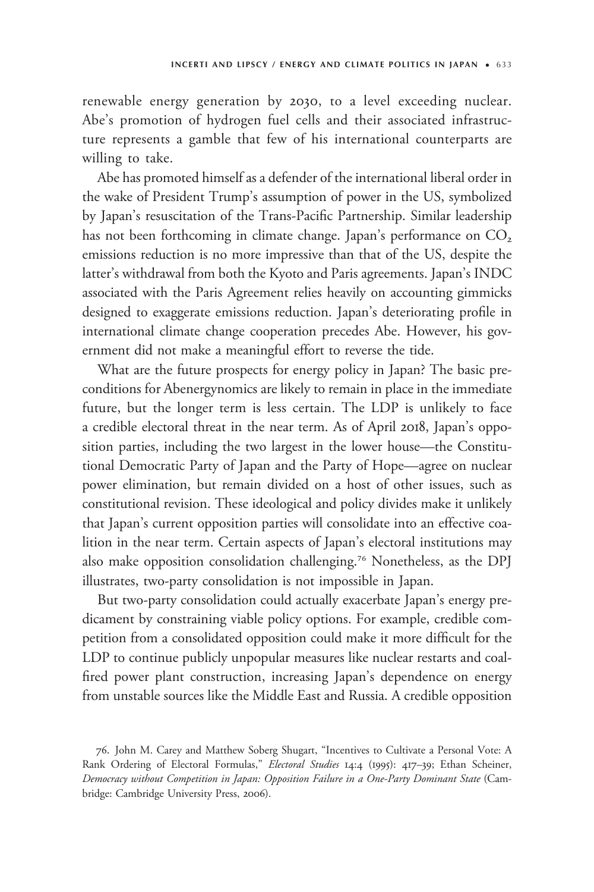renewable energy generation by 2030, to a level exceeding nuclear. Abe's promotion of hydrogen fuel cells and their associated infrastructure represents a gamble that few of his international counterparts are willing to take.

Abe has promoted himself as a defender of the international liberal order in the wake of President Trump's assumption of power in the US, symbolized by Japan's resuscitation of the Trans-Pacific Partnership. Similar leadership has not been forthcoming in climate change. Japan's performance on $CO_2$ emissions reduction is no more impressive than that of the US, despite the latter's withdrawal from both the Kyoto and Paris agreements. Japan's INDC associated with the Paris Agreement relies heavily on accounting gimmicks designed to exaggerate emissions reduction. Japan's deteriorating profile in international climate change cooperation precedes Abe. However, his government did not make a meaningful effort to reverse the tide.

What are the future prospects for energy policy in Japan? The basic preconditions for Abenergynomics are likely to remain in place in the immediate future, but the longer term is less certain. The LDP is unlikely to face a credible electoral threat in the near term. As of April 2018, Japan's opposition parties, including the two largest in the lower house—the Constitutional Democratic Party of Japan and the Party of Hope—agree on nuclear power elimination, but remain divided on a host of other issues, such as constitutional revision. These ideological and policy divides make it unlikely that Japan's current opposition parties will consolidate into an effective coalition in the near term. Certain aspects of Japan's electoral institutions may also make opposition consolidation challenging.[76] Nonetheless, as the DPJ illustrates, two-party consolidation is not impossible in Japan.

But two-party consolidation could actually exacerbate Japan's energy predicament by constraining viable policy options. For example, credible competition from a consolidated opposition could make it more difficult for the LDP to continue publicly unpopular measures like nuclear restarts and coal-fired power plant construction, increasing Japan's dependence on energy from unstable sources like the Middle East and Russia. A credible opposition

76. John M. Carey and Matthew Soberg Shugart, "Incentives to Cultivate a Personal Vote: A Rank Ordering of Electoral Formulas," *Electoral Studies* 14:4 (1995): 417–39; Ethan Scheiner, *Democracy without Competition in Japan: Opposition Failure in a One-Party Dominant State* (Cambridge: Cambridge University Press, 2006).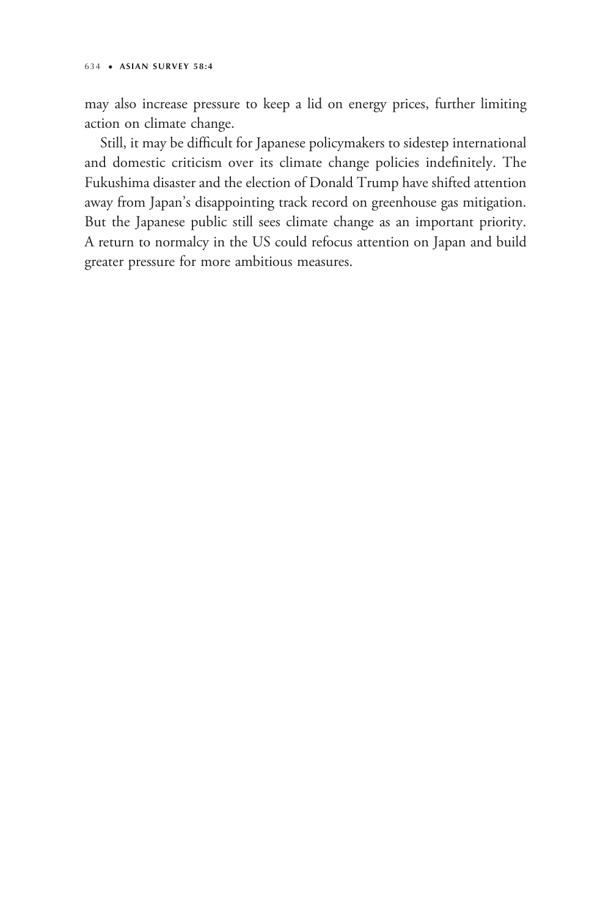may also increase pressure to keep a lid on energy prices, further limiting action on climate change.

Still, it may be difficult for Japanese policymakers to sidestep international and domestic criticism over its climate change policies indefinitely. The Fukushima disaster and the election of Donald Trump have shifted attention away from Japan's disappointing track record on greenhouse gas mitigation. But the Japanese public still sees climate change as an important priority. A return to normalcy in the US could refocus attention on Japan and build greater pressure for more ambitious measures.